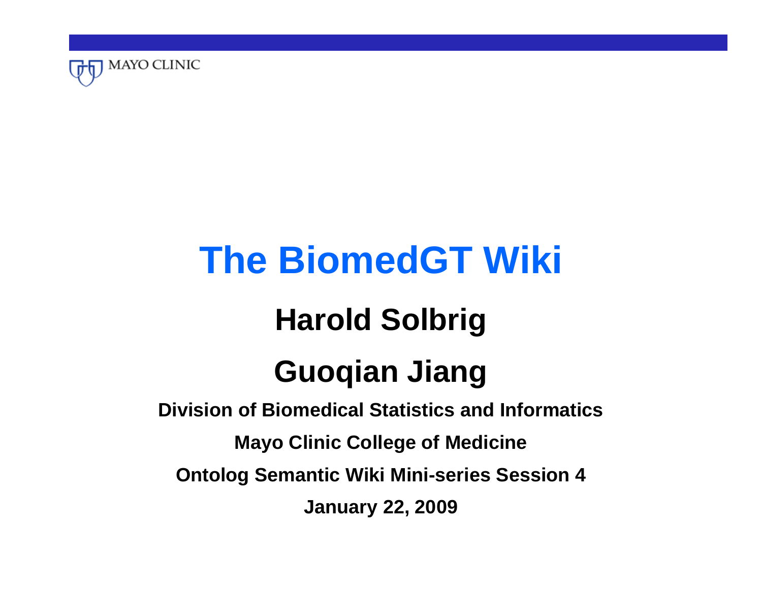MAYO CLINIC

# The BiomedGT Wiki

## Harold Solbrig

## Guoqian Jiang

**Division of Biomedical Statistics and Informatics**

**Mayo Clinic College of Medicine**

**Ontolog Semantic Wiki Mini-series Session 4**

**January 22, 2009**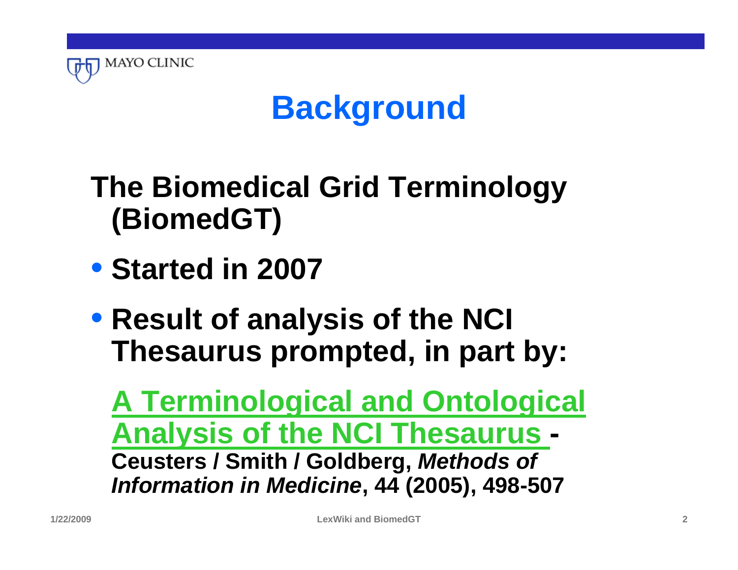# Background

**The Biomedical Grid Terminology (BiomedGT)**

- **Started in 2007**
- **Result of analysis of the NCI Thesaurus prompted, in part by:**

  **A Terminological and Ontological Analysis of the NCI Thesaurus - Ceusters / Smith / Goldberg, *Methods of Information in Medicine*, 44 (2005), 498-507**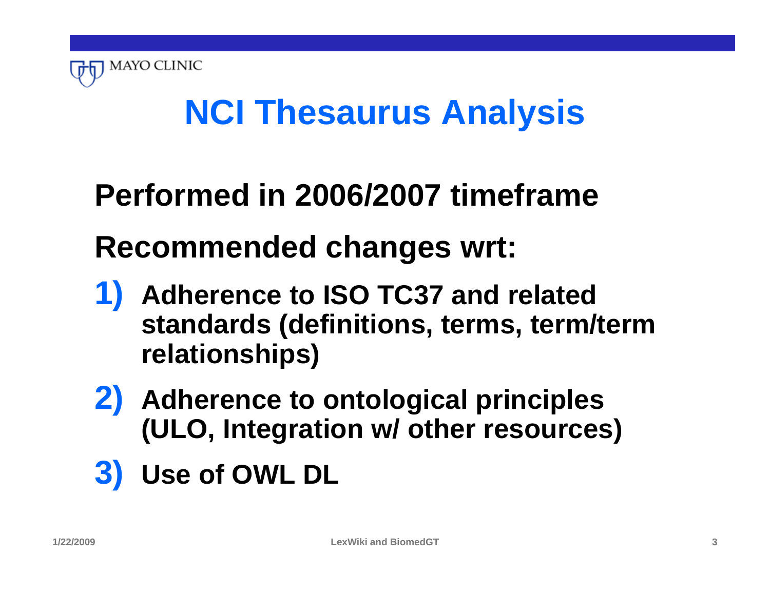# NCI Thesaurus Analysis

**Performed in 2006/2007 timeframe**

**Recommended changes wrt:**

1) **Adherence to ISO TC37 and related standards (definitions, terms, term/term relationships)**
2) **Adherence to ontological principles (ULO, Integration w/ other resources)**
3) **Use of OWL DL**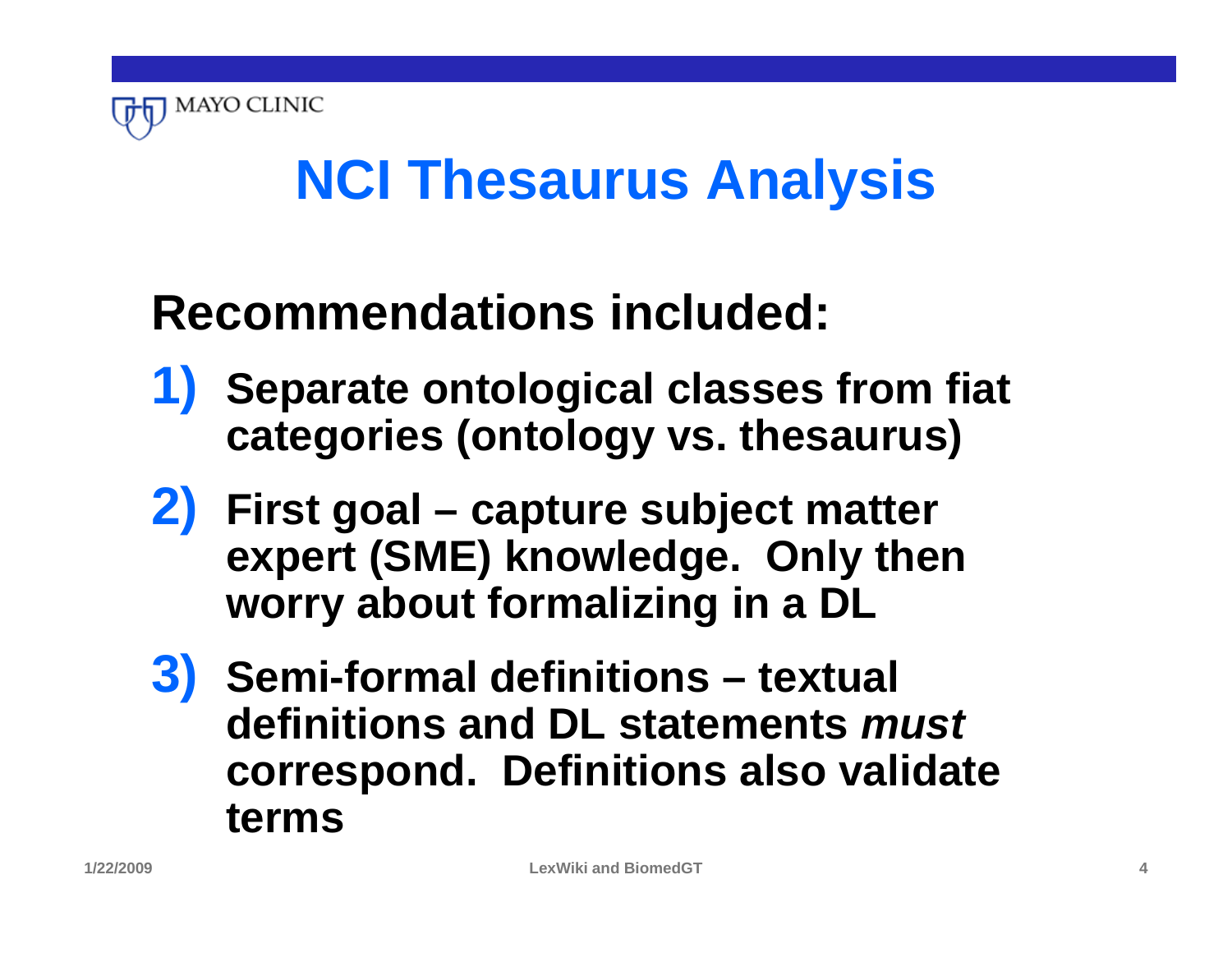# NCI Thesaurus Analysis

## Recommendations included:

1) **Separate ontological classes from fiat categories (ontology vs. thesaurus)**
2) **First goal – capture subject matter expert (SME) knowledge. Only then worry about formalizing in a DL**
3) **Semi-formal definitions – textual definitions and DL statements *must* correspond. Definitions also validate terms**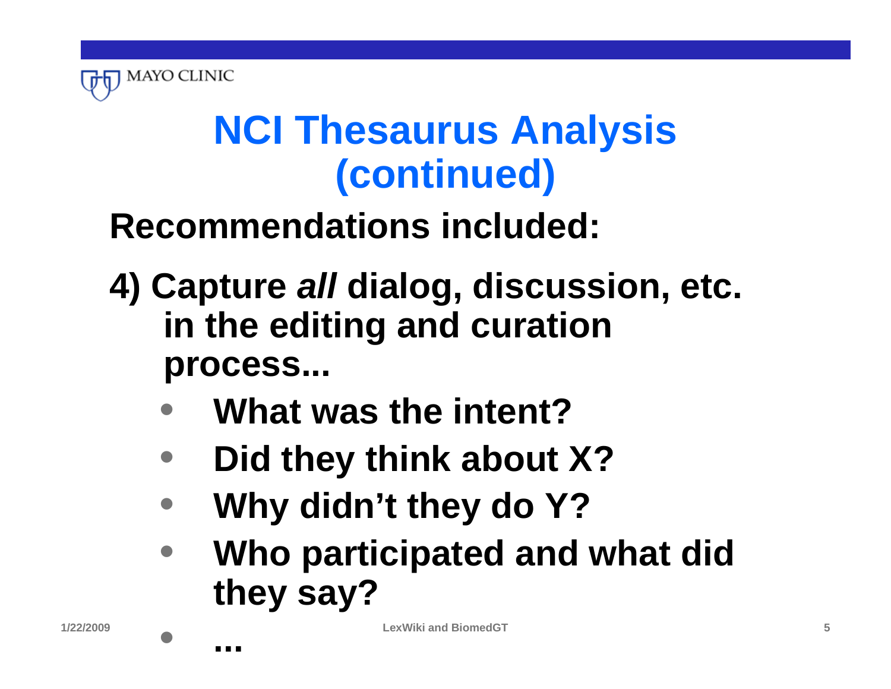# NCI Thesaurus Analysis (continued)

**Recommendations included:**

**4) Capture *all* dialog, discussion, etc. in the editing and curation process...**

- **What was the intent?**
- **Did they think about X?**
- **Why didn't they do Y?**
- **Who participated and what did they say?**
- **...**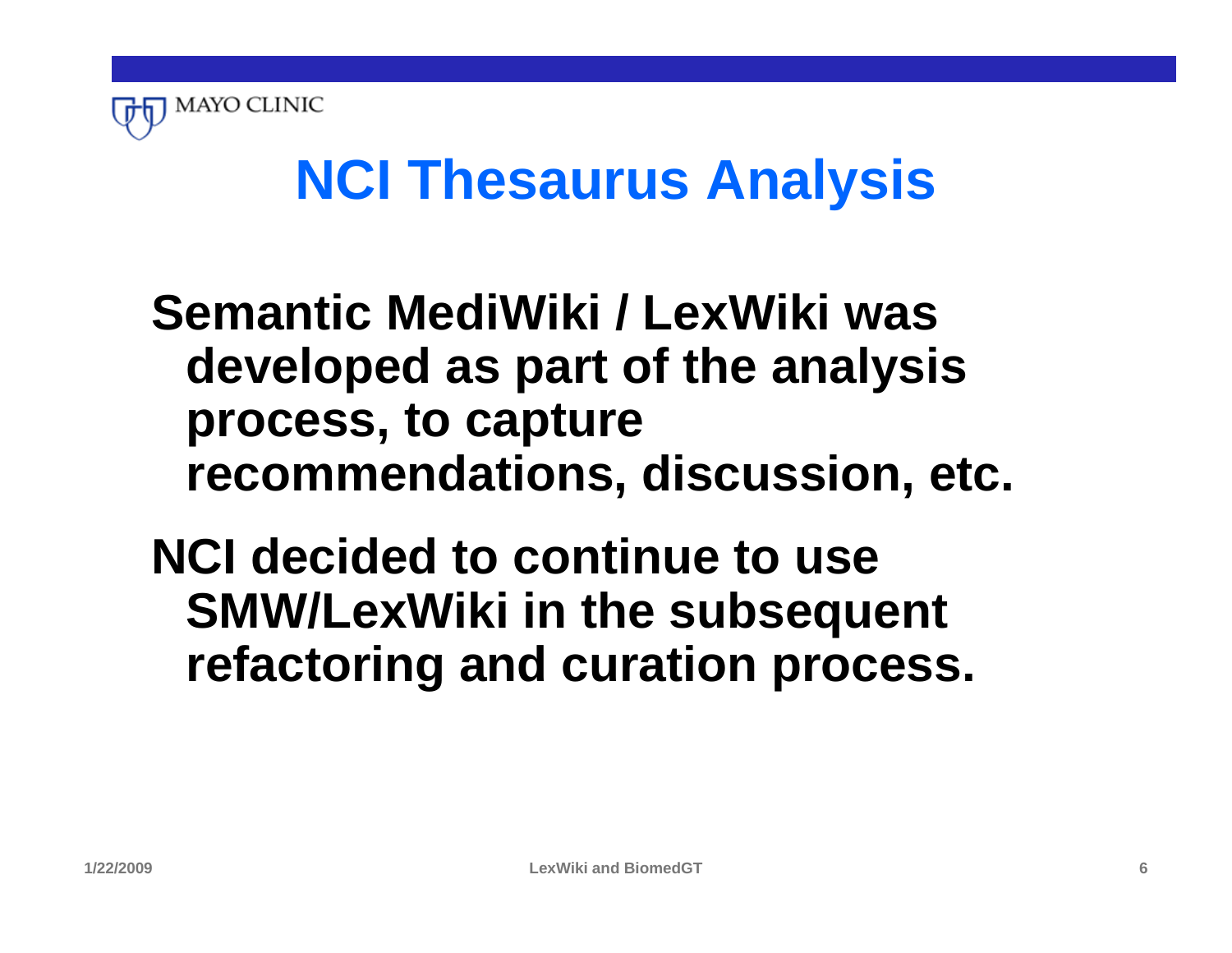# NCI Thesaurus Analysis

Semantic MediWiki / LexWiki was developed as part of the analysis process, to capture recommendations, discussion, etc.

NCI decided to continue to use SMW/LexWiki in the subsequent refactoring and curation process.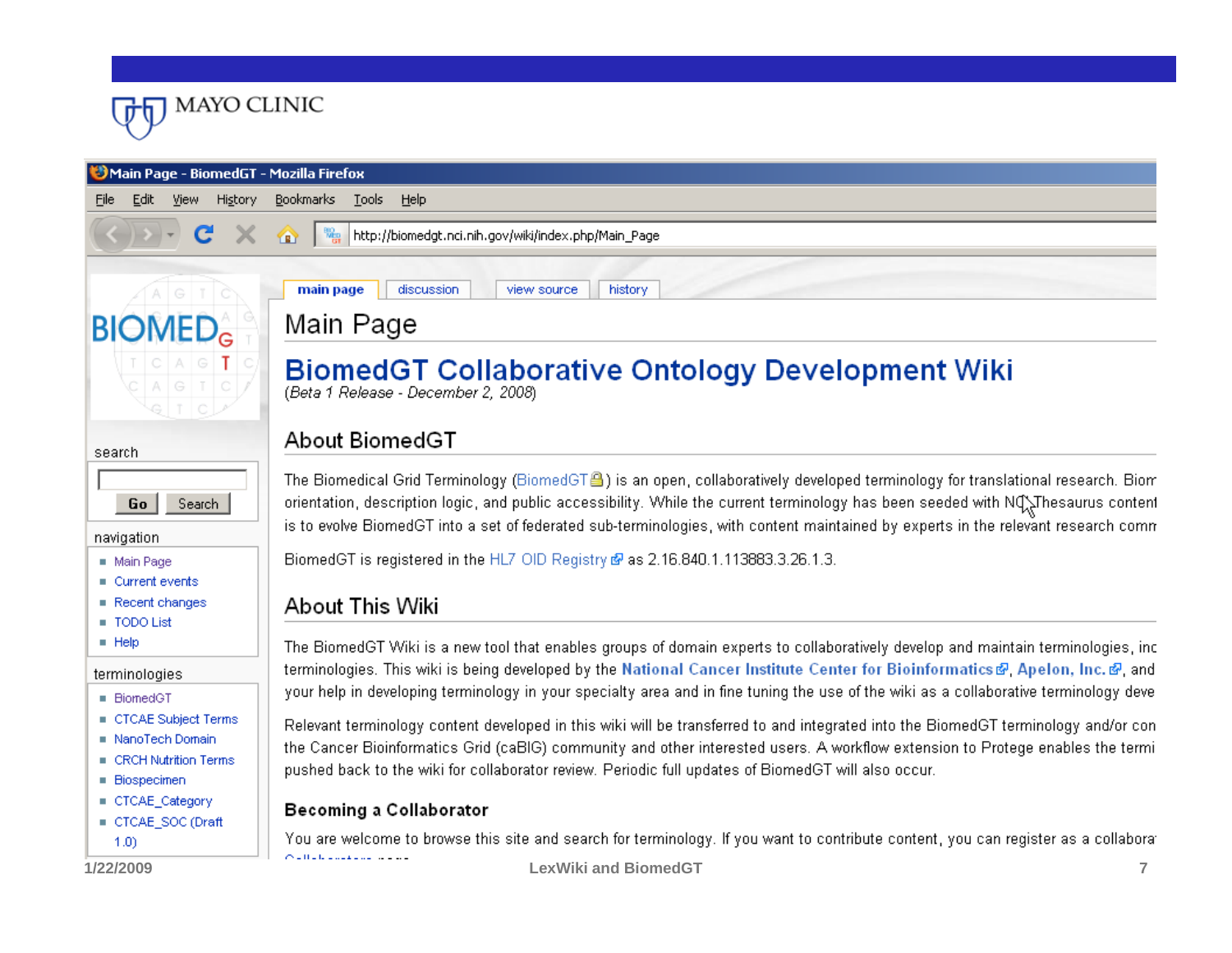Main Page - BiomedGT - Mozilla Firefox

File Edit View History Bookmarks Tools Help

http://biomedgt.nci.nih.gov/wiki/index.php/Main_Page

main page | discussion | view source | history

search

Go | Search

navigation

- Main Page
- Current events
- Recent changes
- TODO List
- Help

terminologies

- BiomedGT
- CTCAE Subject Terms
- NanoTech Domain
- CRCH Nutrition Terms
- Biospecimen
- CTCAE_Category
- CTCAE_SOC (Draft 1.0)

# Main Page

## BiomedGT Collaborative Ontology Development Wiki

*(Beta 1 Release - December 2, 2008)*

### About BiomedGT

The Biomedical Grid Terminology (BiomedGT) is an open, collaboratively developed terminology for translational research. Biom orientation, description logic, and public accessibility. While the current terminology has been seeded with NCI Thesaurus content is to evolve BiomedGT into a set of federated sub-terminologies, with content maintained by experts in the relevant research comm

BiomedGT is registered in the HL7 OID Registry as 2.16.840.1.113883.3.26.1.3.

### About This Wiki

The BiomedGT Wiki is a new tool that enables groups of domain experts to collaboratively develop and maintain terminologies, inc terminologies. This wiki is being developed by the **National Cancer Institute Center for Bioinformatics**, **Apelon, Inc.**, and your help in developing terminology in your specialty area and in fine tuning the use of the wiki as a collaborative terminology deve

Relevant terminology content developed in this wiki will be transferred to and integrated into the BiomedGT terminology and/or con the Cancer Bioinformatics Grid (caBIG) community and other interested users. A workflow extension to Protege enables the termi pushed back to the wiki for collaborator review. Periodic full updates of BiomedGT will also occur.

#### Becoming a Collaborator

You are welcome to browse this site and search for terminology. If you want to contribute content, you can register as a collabora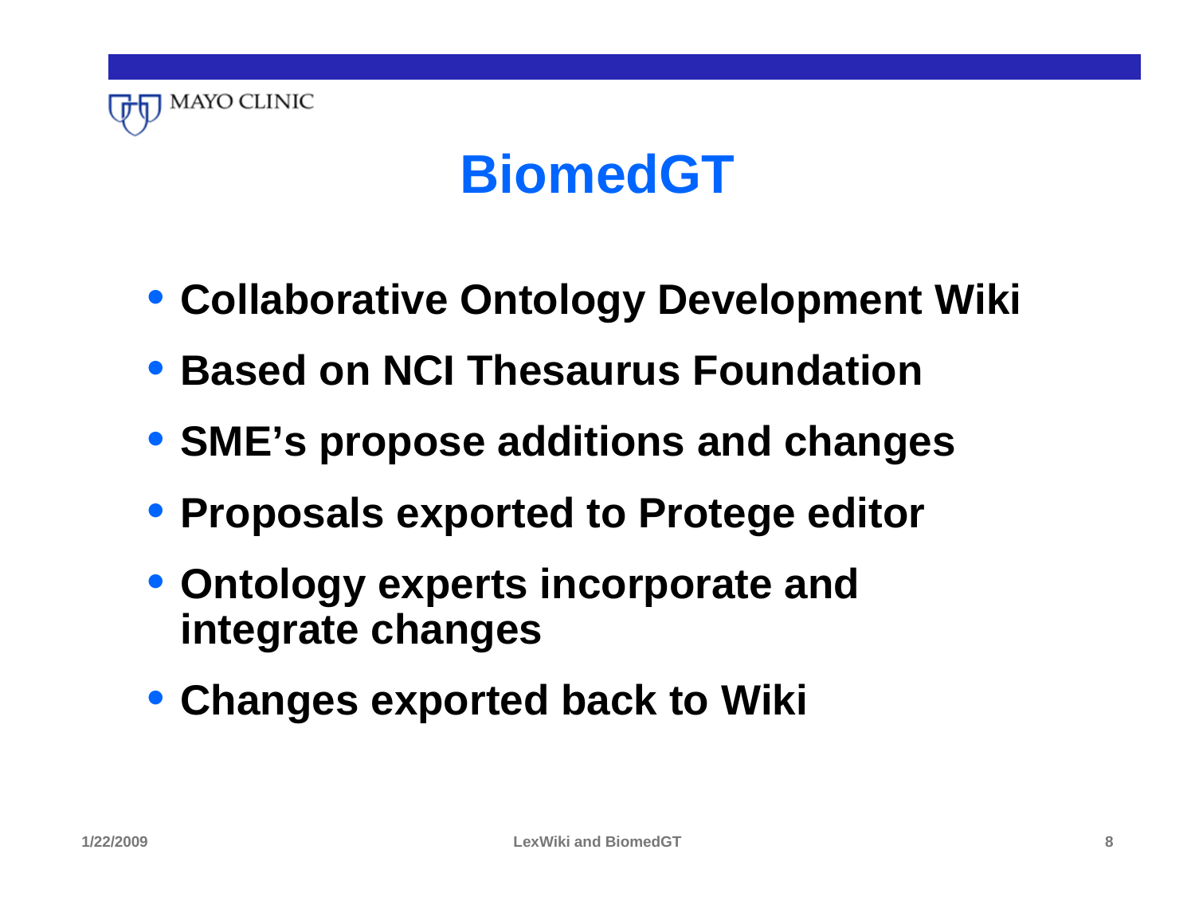# BiomedGT

- Collaborative Ontology Development Wiki
- Based on NCI Thesaurus Foundation
- SME's propose additions and changes
- Proposals exported to Protege editor
- Ontology experts incorporate and integrate changes
- Changes exported back to Wiki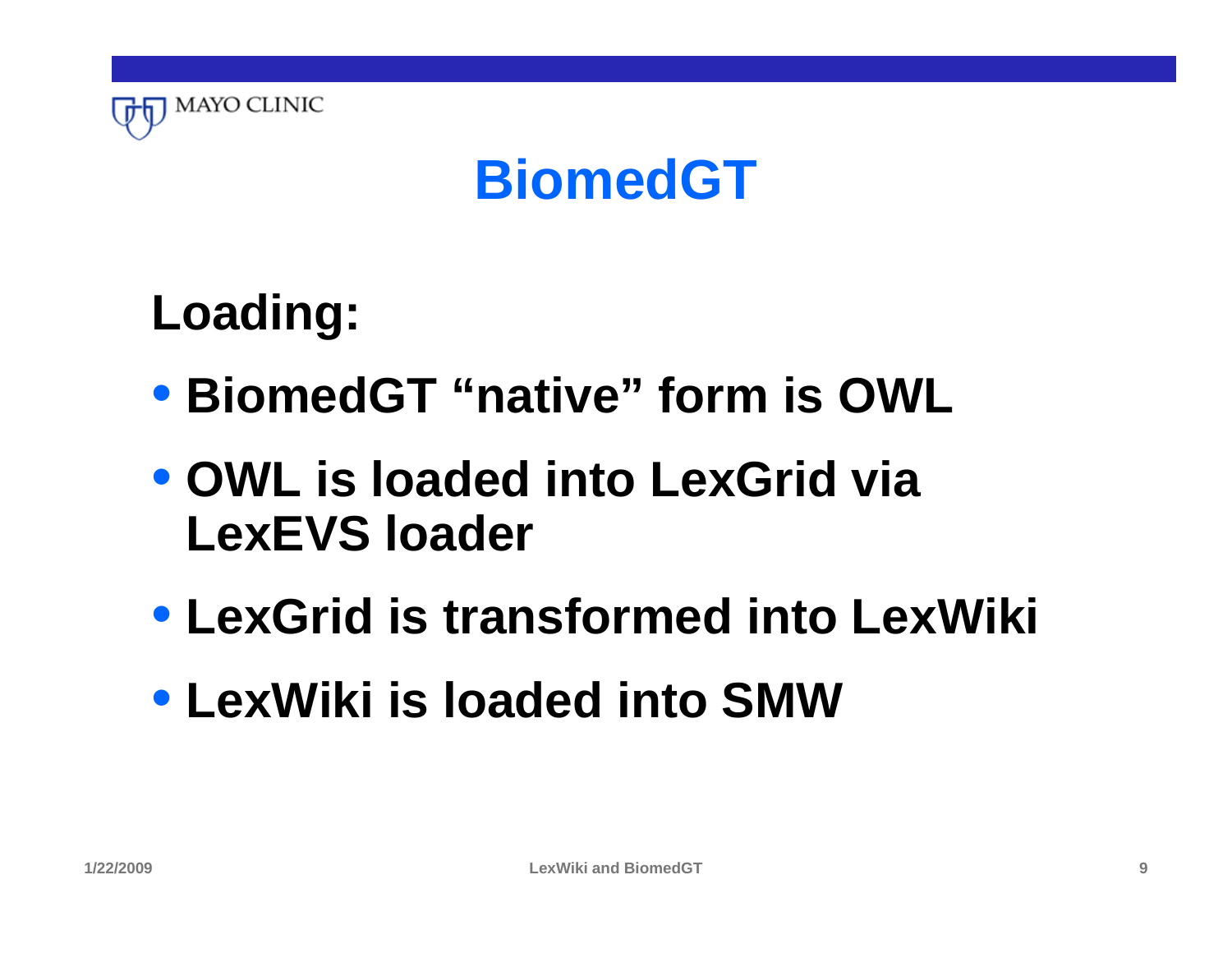# BiomedGT

**Loading:**

- **BiomedGT “native” form is OWL**
- **OWL is loaded into LexGrid via LexEVS loader**
- **LexGrid is transformed into LexWiki**
- **LexWiki is loaded into SMW**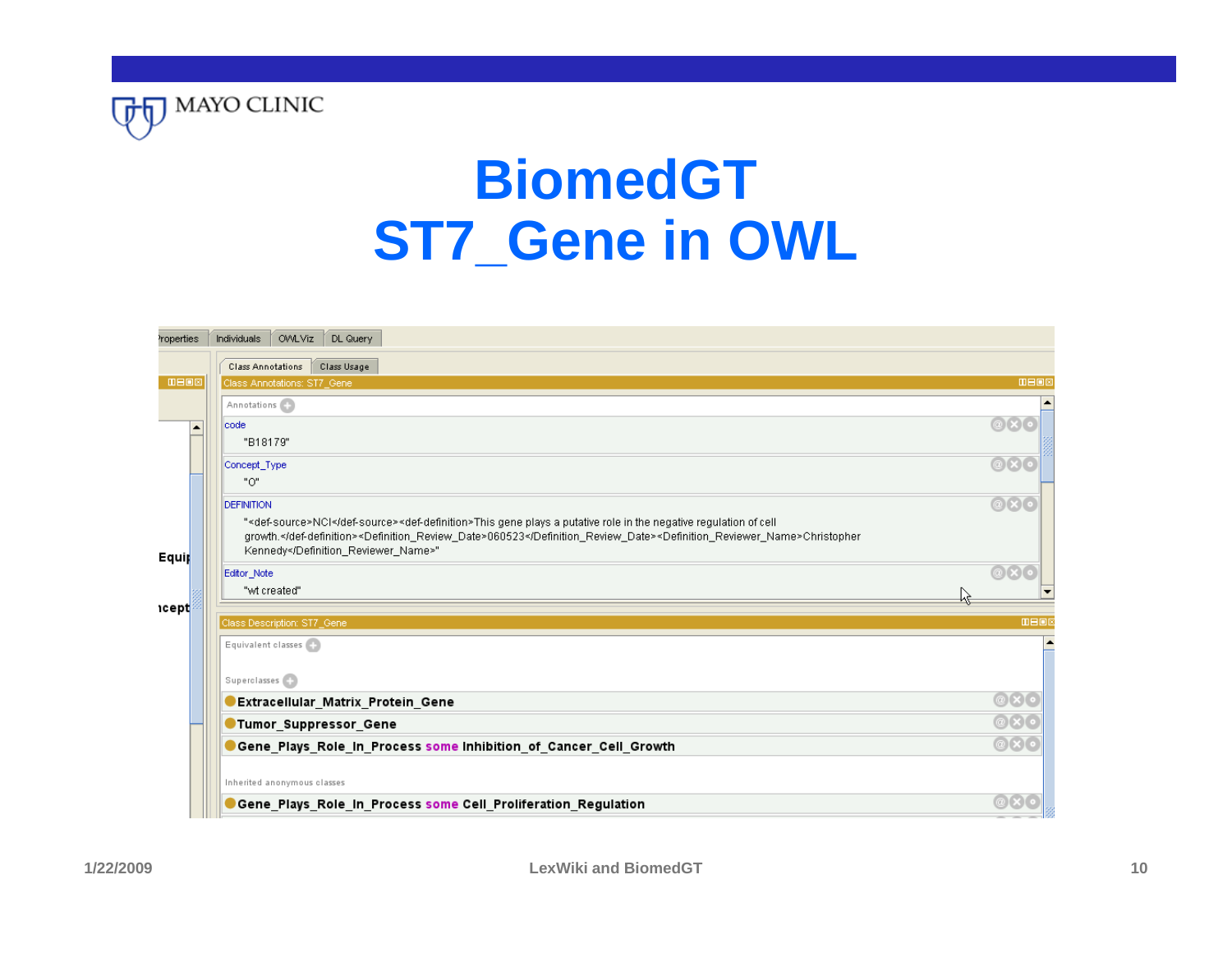# BiomedGT
# ST7_Gene in OWL

Properties | Individuals | OWLViz | DL Query

Class Annotations | Class Usage

Class Annotations: ST7_Gene

Annotations

code
"B18179"

Concept_Type
"O"

DEFINITION
"<def-source>NCI</def-source><def-definition>This gene plays a putative role in the negative regulation of cell growth.</def-definition><Definition_Review_Date>060523</Definition_Review_Date><Definition_Reviewer_Name>Christopher Kennedy</Definition_Reviewer_Name>"

Editor_Note
"wt created"

Class Description: ST7_Gene

Equivalent classes

Superclasses

- **Extracellular_Matrix_Protein_Gene**
- **Tumor_Suppressor_Gene**
- **Gene_Plays_Role_In_Process some Inhibition_of_Cancer_Cell_Growth**

Inherited anonymous classes

- **Gene_Plays_Role_In_Process some Cell_Proliferation_Regulation**

1/22/2009 LexWiki and BiomedGT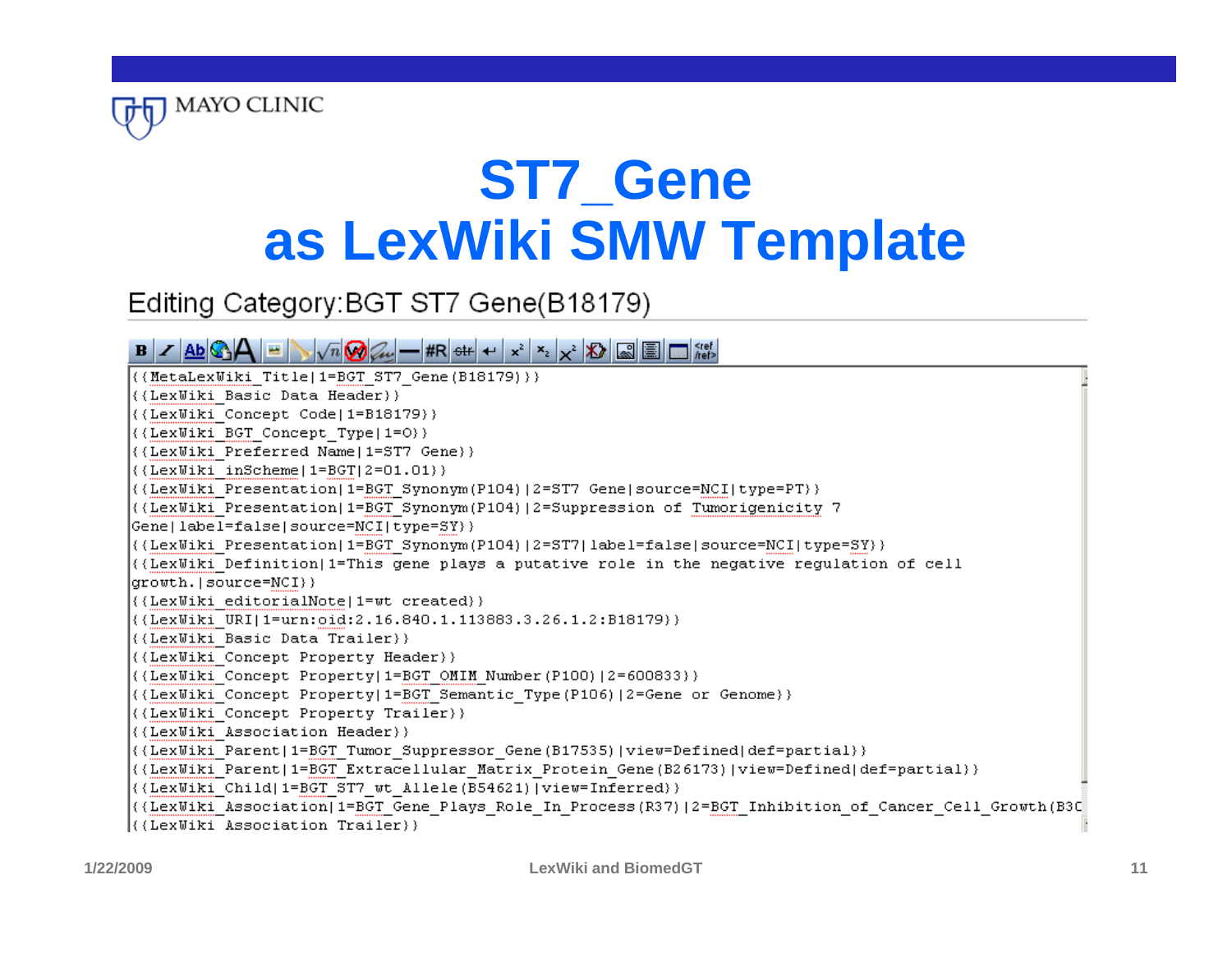# ST7_Gene as LexWiki SMW Template

Editing Category:BGT ST7 Gene(B18179)

```
{{MetaLexWiki_Title|1=BGT_ST7_Gene(B18179)}}
{{LexWiki_Basic Data Header}}
{{LexWiki_Concept Code|1=B18179}}
{{LexWiki_BGT_Concept_Type|1=O}}
{{LexWiki_Preferred Name|1=ST7 Gene}}
{{LexWiki_inScheme|1=BGT|2=01.01}}
{{LexWiki_Presentation|1=BGT_Synonym(P104)|2=ST7 Gene|source=NCI|type=PT}}
{{LexWiki_Presentation|1=BGT_Synonym(P104)|2=Suppression of Tumorigenicity 7
Gene|label=false|source=NCI|type=SY}}
{{LexWiki_Presentation|1=BGT_Synonym(P104)|2=ST7|label=false|source=NCI|type=SY}}
{{LexWiki_Definition|1=This gene plays a putative role in the negative regulation of cell
growth.|source=NCI}}
{{LexWiki_editorialNote|1=wt created}}
{{LexWiki_URI|1=urn:oid:2.16.840.1.113883.3.26.1.2:B18179}}
{{LexWiki_Basic Data Trailer}}
{{LexWiki_Concept Property Header}}
{{LexWiki_Concept Property|1=BGT_OMIM_Number(P100)|2=600833}}
{{LexWiki_Concept Property|1=BGT_Semantic_Type(P106)|2=Gene or Genome}}
{{LexWiki_Concept Property Trailer}}
{{LexWiki_Association Header}}
{{LexWiki_Parent|1=BGT_Tumor_Suppressor_Gene(B17535)|view=Defined|def=partial}}
{{LexWiki_Parent|1=BGT_Extracellular_Matrix_Protein_Gene(B26173)|view=Defined|def=partial}}
{{LexWiki_Child|1=BGT_ST7_wt_Allele(B54621)|view=Inferred}}
{{LexWiki_Association|1=BGT_Gene_Plays_Role_In_Process(R37)|2=BGT_Inhibition_of_Cancer_Cell_Growth(B3C
{{LexWiki_Association Trailer}}
```

1/22/2009 LexWiki and BiomedGT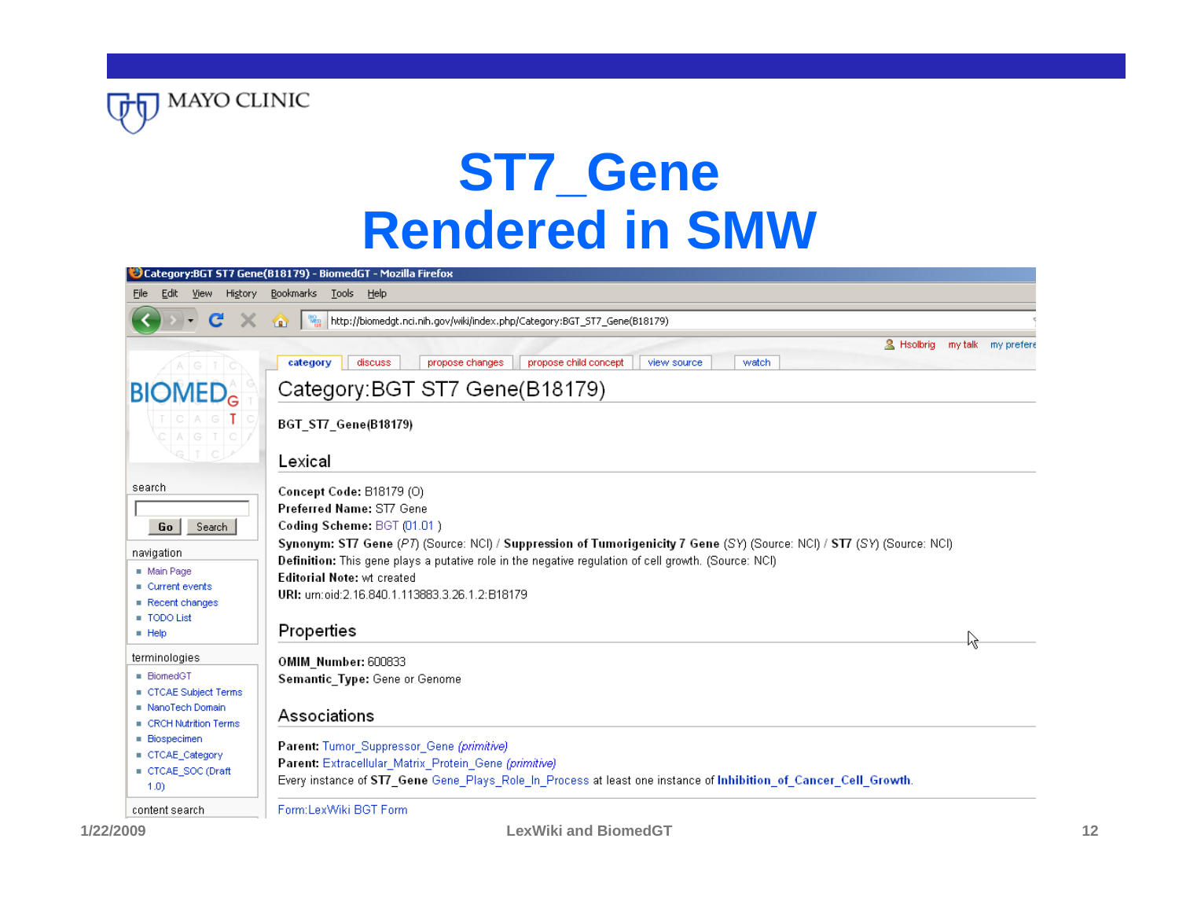# ST7_Gene Rendered in SMW

Category:BGT ST7 Gene(B18179) - BiomedGT - Mozilla Firefox

http://biomedgt.nci.nih.gov/wiki/index.php/Category:BGT_ST7_Gene(B18179)

category | discuss | propose changes | propose child concept | view source | watch

## Category:BGT ST7 Gene(B18179)

**BGT_ST7_Gene(B18179)**

### Lexical

**Concept Code:** B18179 (O)
**Preferred Name:** ST7 Gene
**Coding Scheme:** BGT (01.01 )
**Synonym:** **ST7 Gene** (*PT*) (Source: NCI) / **Suppression of Tumorigenicity 7 Gene** (*SY*) (Source: NCI) / **ST7** (*SY*) (Source: NCI)
**Definition:** This gene plays a putative role in the negative regulation of cell growth. (Source: NCI)
**Editorial Note:** wt created
**URI:** urn:oid:2.16.840.1.113883.3.26.1.2:B18179

### Properties

**OMIM_Number:** 600833
**Semantic_Type:** Gene or Genome

### Associations

**Parent:** Tumor_Suppressor_Gene *(primitive)*
**Parent:** Extracellular_Matrix_Protein_Gene *(primitive)*
Every instance of **ST7_Gene** Gene_Plays_Role_In_Process at least one instance of **Inhibition_of_Cancer_Cell_Growth**.

Form:LexWiki BGT Form

search

navigation
- Main Page
- Current events
- Recent changes
- TODO List
- Help

terminologies
- BiomedGT
- CTCAE Subject Terms
- NanoTech Domain
- CRCH Nutrition Terms
- Biospecimen
- CTCAE_Category
- CTCAE_SOC (Draft 1.0)

content search

1/22/2009 LexWiki and BiomedGT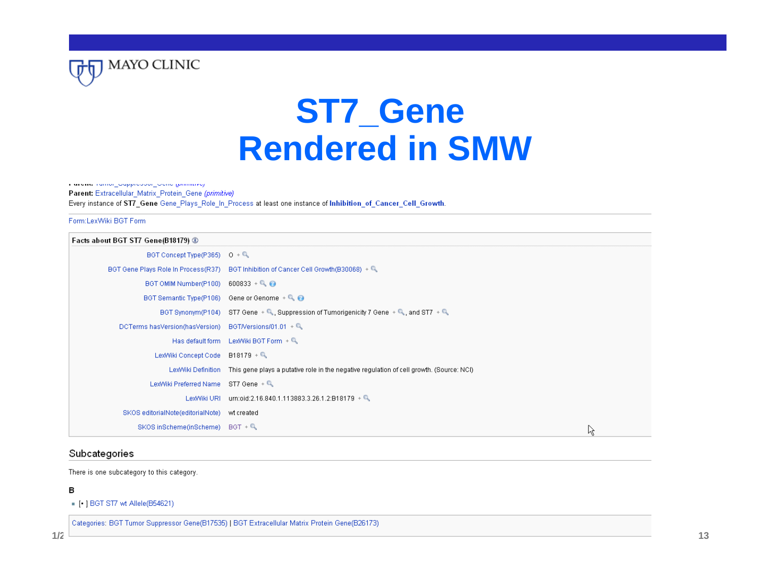# ST7_Gene Rendered in SMW

**Parent:** Tumor_Suppressor_Gene *(primitive)*

**Parent:** Extracellular_Matrix_Protein_Gene *(primitive)*

Every instance of **ST7_Gene** Gene_Plays_Role_In_Process at least one instance of **Inhibition_of_Cancer_Cell_Growth**.

Form:LexWiki BGT Form

**Facts about BGT ST7 Gene(B18179)**

| Property | Value |
|---|---|
| BGT Concept Type(P365) | O + |
| BGT Gene Plays Role In Process(R37) | BGT Inhibition of Cancer Cell Growth(B30068) + |
| BGT OMIM Number(P100) | 600833 + |
| BGT Semantic Type(P106) | Gene or Genome + |
| BGT Synonym(P104) | ST7 Gene +, Suppression of Tumorigenicity 7 Gene +, and ST7 + |
| DCTerms hasVersion(hasVersion) | BGT/Versions/01.01 + |
| Has default form | LexWiki BGT Form + |
| LexWiki Concept Code | B18179 + |
| LexWiki Definition | This gene plays a putative role in the negative regulation of cell growth. (Source: NCI) |
| LexWiki Preferred Name | ST7 Gene + |
| LexWiki URI | urn:oid:2.16.840.1.113883.3.26.1.2:B18179 + |
| SKOS editorialNote(editorialNote) | wt created |
| SKOS inScheme(inScheme) | BGT + |

## Subcategories

There is one subcategory to this category.

**B**

- [• ] BGT ST7 wt Allele(B54621)

Categories: BGT Tumor Suppressor Gene(B17535) | BGT Extracellular Matrix Protein Gene(B26173)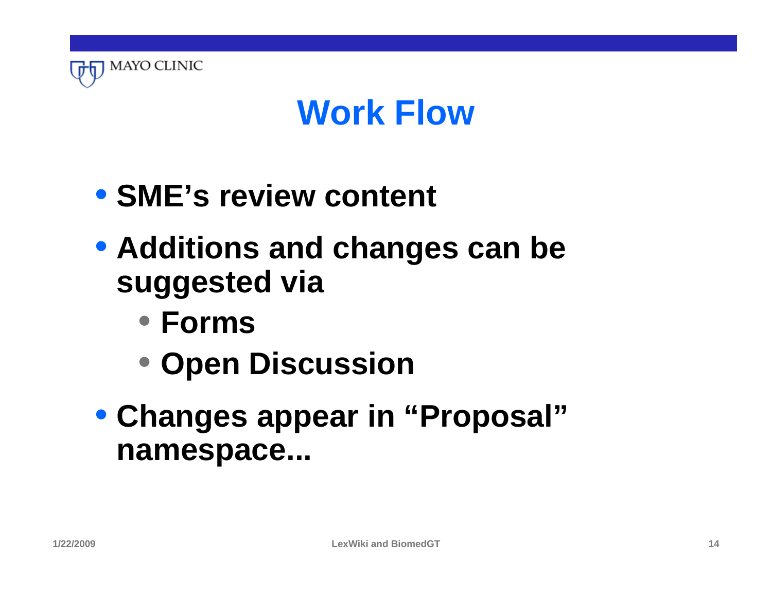# Work Flow

- **SME's review content**
- **Additions and changes can be suggested via**
  - **Forms**
  - **Open Discussion**
- **Changes appear in "Proposal" namespace...**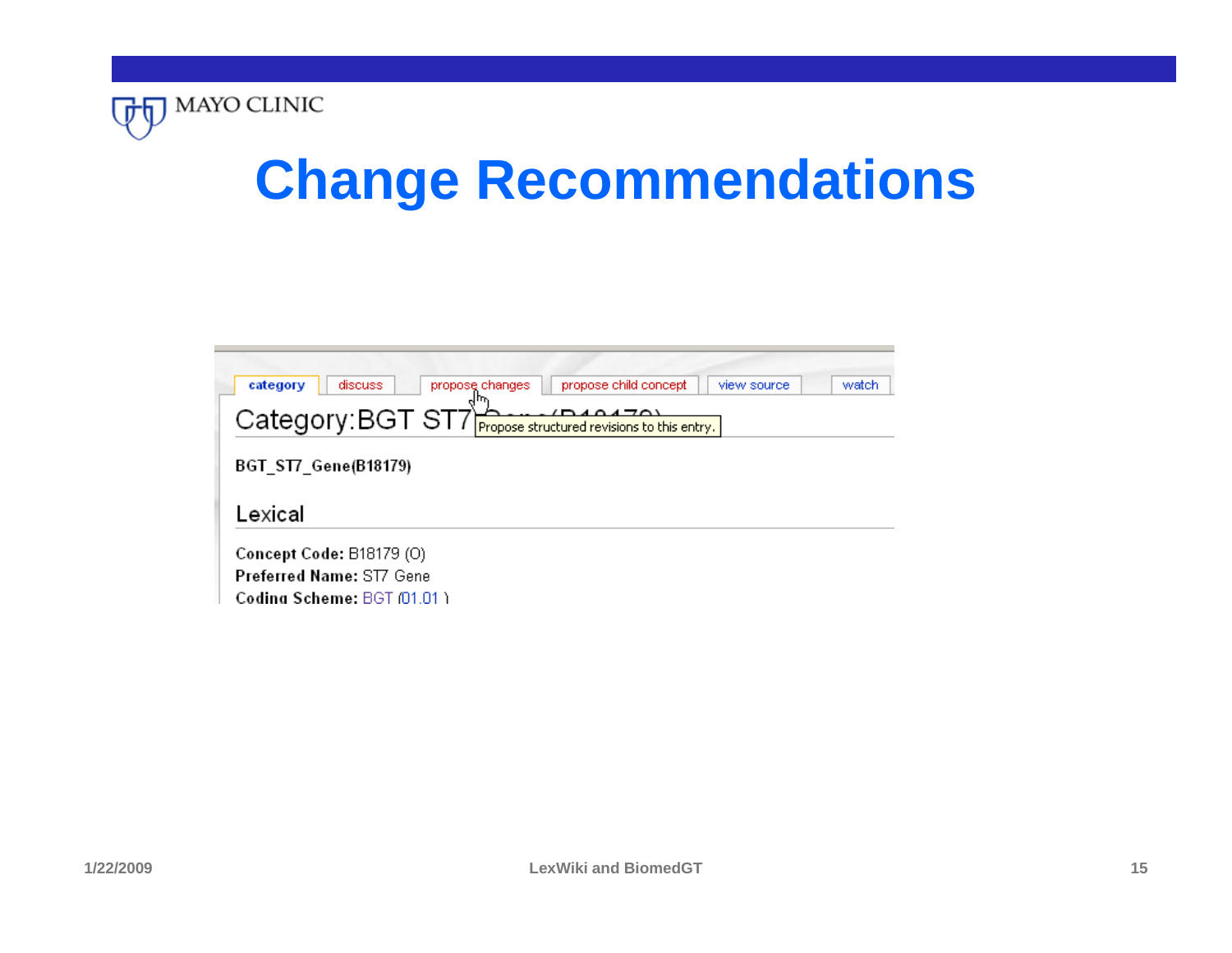# Change Recommendations

category | discuss | propose changes | propose child concept | view source | watch

Propose structured revisions to this entry.

## Category:BGT ST7 Gene(B18179)

**BGT_ST7_Gene(B18179)**

### Lexical

**Concept Code:** B18179 (O)
**Preferred Name:** ST7 Gene
**Coding Scheme:** BGT (01.01 )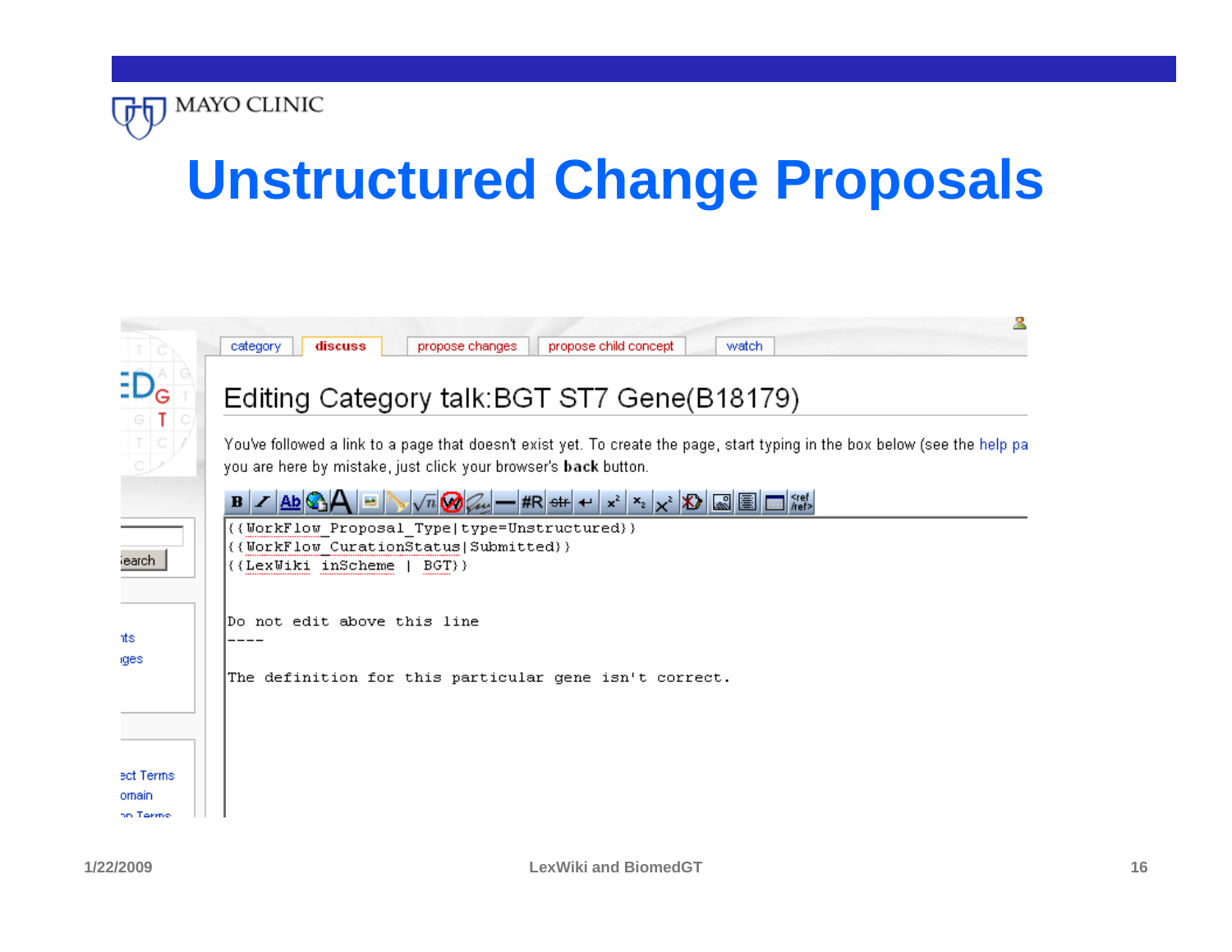# Unstructured Change Proposals

category | discuss | propose changes | propose child concept | watch

## Editing Category talk:BGT ST7 Gene(B18179)

You've followed a link to a page that doesn't exist yet. To create the page, start typing in the box below (see the help pa you are here by mistake, just click your browser's **back** button.

```
{{WorkFlow_Proposal_Type|type=Unstructured}}
{{WorkFlow_CurationStatus|Submitted}}
{{LexWiki inScheme | BGT}}


Do not edit above this line
----

The definition for this particular gene isn't correct.
```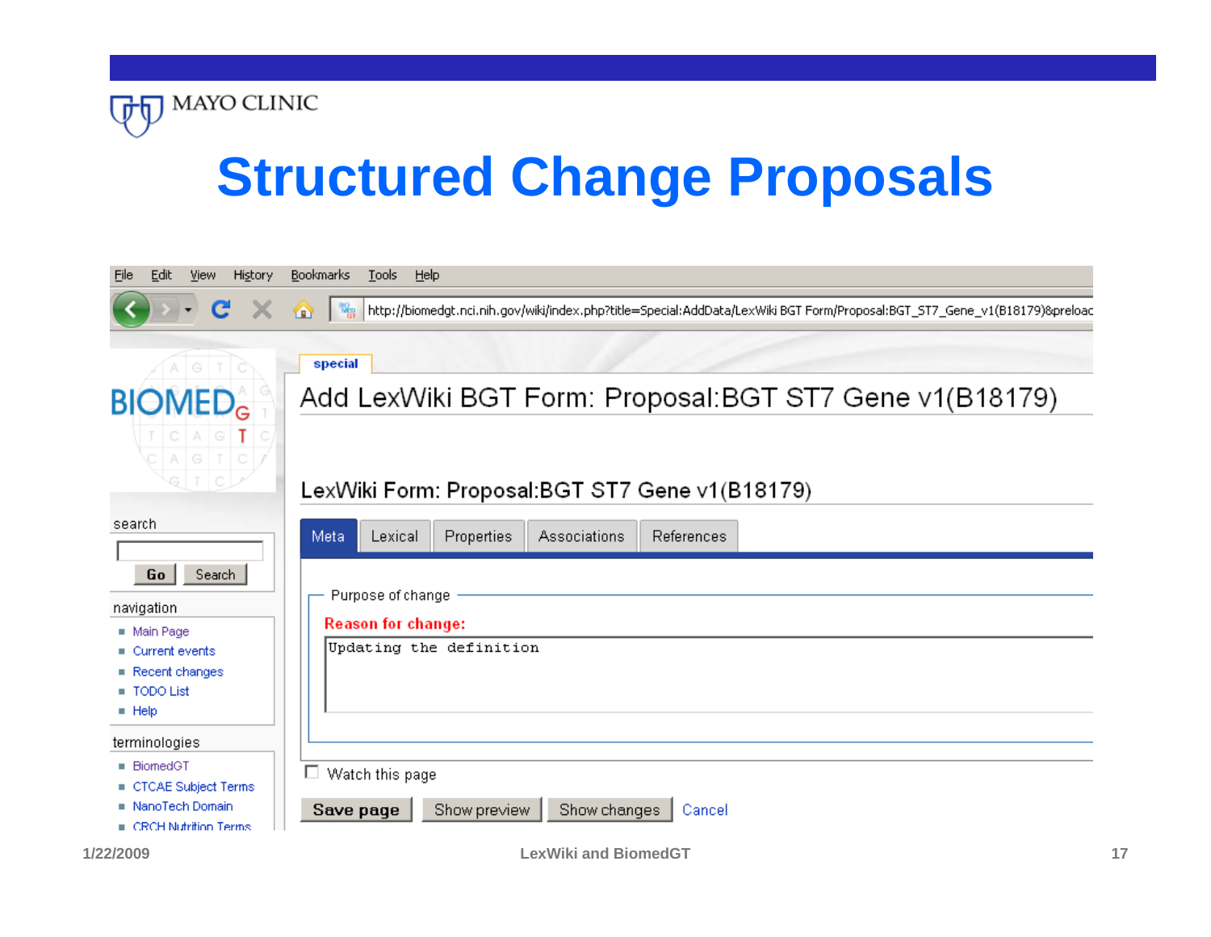# Structured Change Proposals

File Edit View History Bookmarks Tools Help

http://biomedgt.nci.nih.gov/wiki/index.php?title=Special:AddData/LexWiki BGT Form/Proposal:BGT_ST7_Gene_v1(B18179)&preloac

special

## Add LexWiki BGT Form: Proposal:BGT ST7 Gene v1(B18179)

### LexWiki Form: Proposal:BGT ST7 Gene v1(B18179)

Meta | Lexical | Properties | Associations | References

Purpose of change

**Reason for change:**

```
Updating the definition
```

☐ Watch this page

**Save page** | Show preview | Show changes | Cancel

search

Go | Search

navigation

- Main Page
- Current events
- Recent changes
- TODO List
- Help

terminologies

- BiomedGT
- CTCAE Subject Terms
- NanoTech Domain
- CRCH Nutrition Terms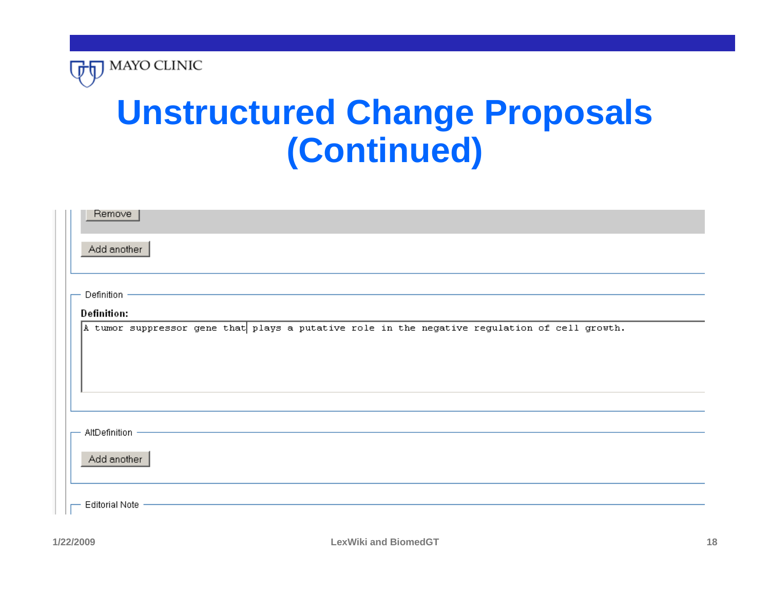# Unstructured Change Proposals (Continued)

Remove

Add another

Definition

**Definition:**

A tumor suppressor gene that plays a putative role in the negative regulation of cell growth.

AltDefinition

Add another

Editorial Note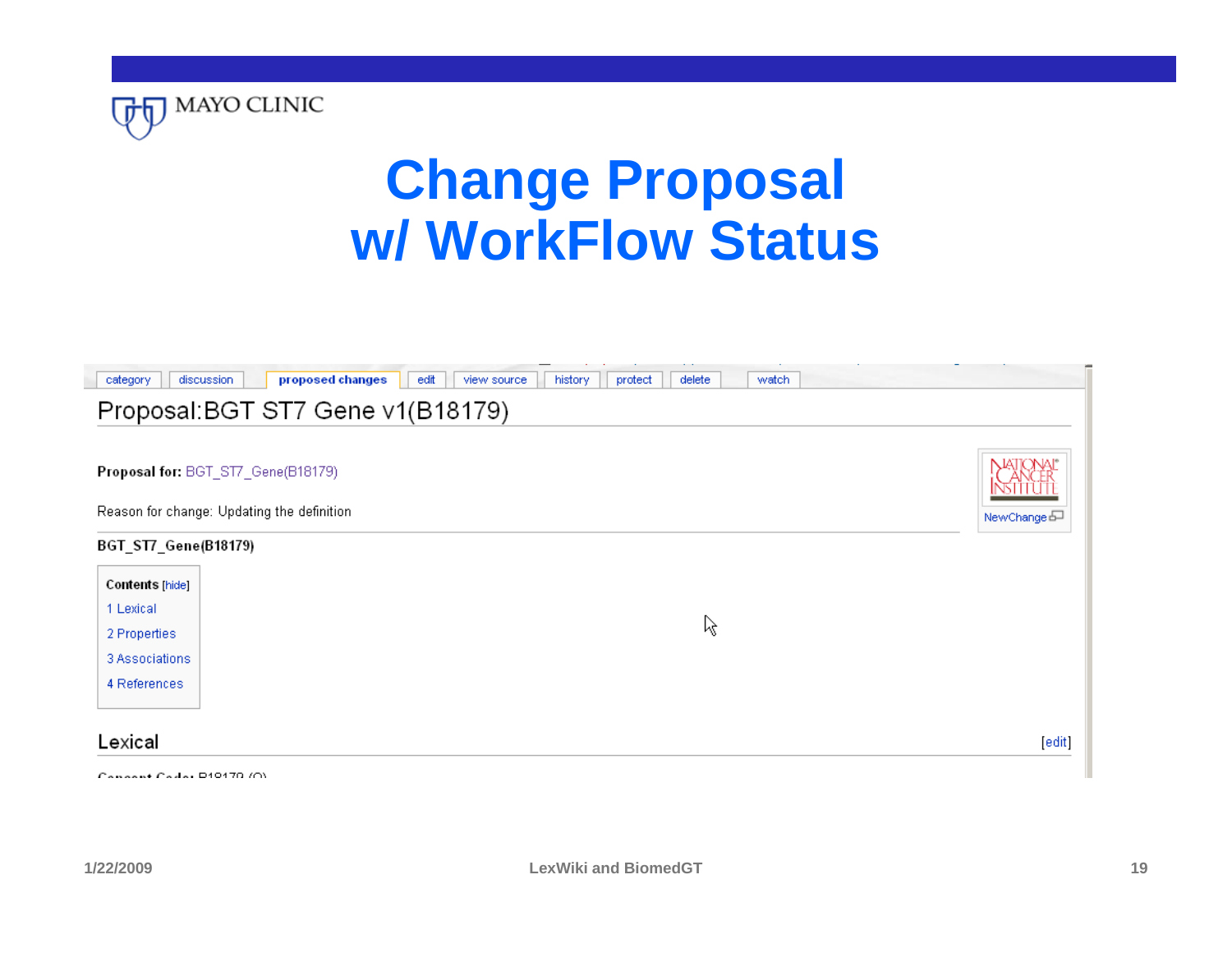# Change Proposal w/ WorkFlow Status

category | discussion | proposed changes | edit | view source | history | protect | delete | watch

## Proposal:BGT ST7 Gene v1(B18179)

**Proposal for:** BGT_ST7_Gene(B18179)

Reason for change: Updating the definition

NATIONAL CANCER INSTITUTE

NewChange

**BGT_ST7_Gene(B18179)**

**Contents** [hide]

1 Lexical
2 Properties
3 Associations
4 References

### Lexical

[edit]

**Concept Code:** B18179 (Q)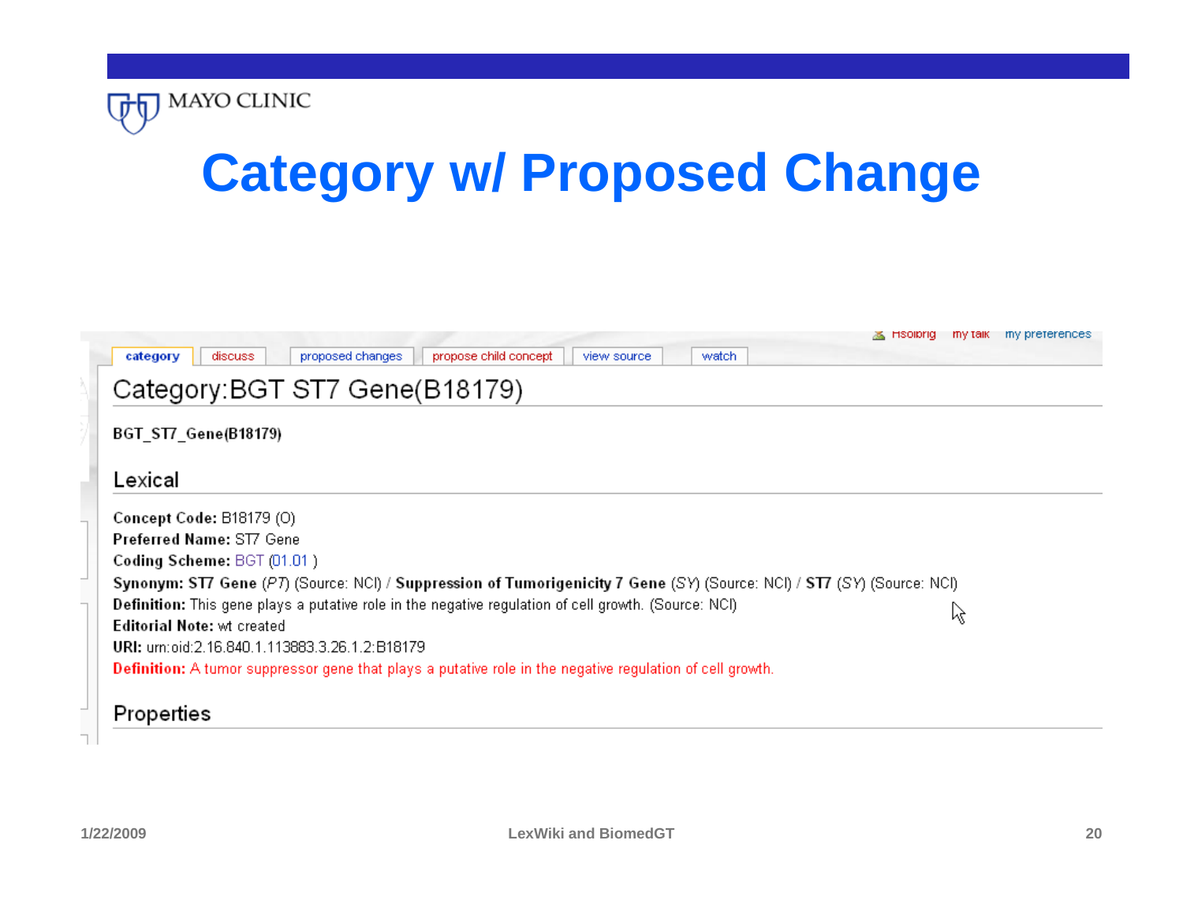# Category w/ Proposed Change

category | discuss | proposed changes | propose child concept | view source | watch

Hsolbrig | my talk | my preferences

## Category:BGT ST7 Gene(B18179)

**BGT_ST7_Gene(B18179)**

### Lexical

**Concept Code:** B18179 (O)
**Preferred Name:** ST7 Gene
**Coding Scheme:** BGT (01.01 )
**Synonym: ST7 Gene** (*PT*) (Source: NCI) / **Suppression of Tumorigenicity 7 Gene** (*SY*) (Source: NCI) / **ST7** (*SY*) (Source: NCI)
**Definition:** This gene plays a putative role in the negative regulation of cell growth. (Source: NCI)
**Editorial Note:** wt created
**URI:** urn:oid:2.16.840.1.113883.3.26.1.2:B18179
**Definition:** A tumor suppressor gene that plays a putative role in the negative regulation of cell growth.

### Properties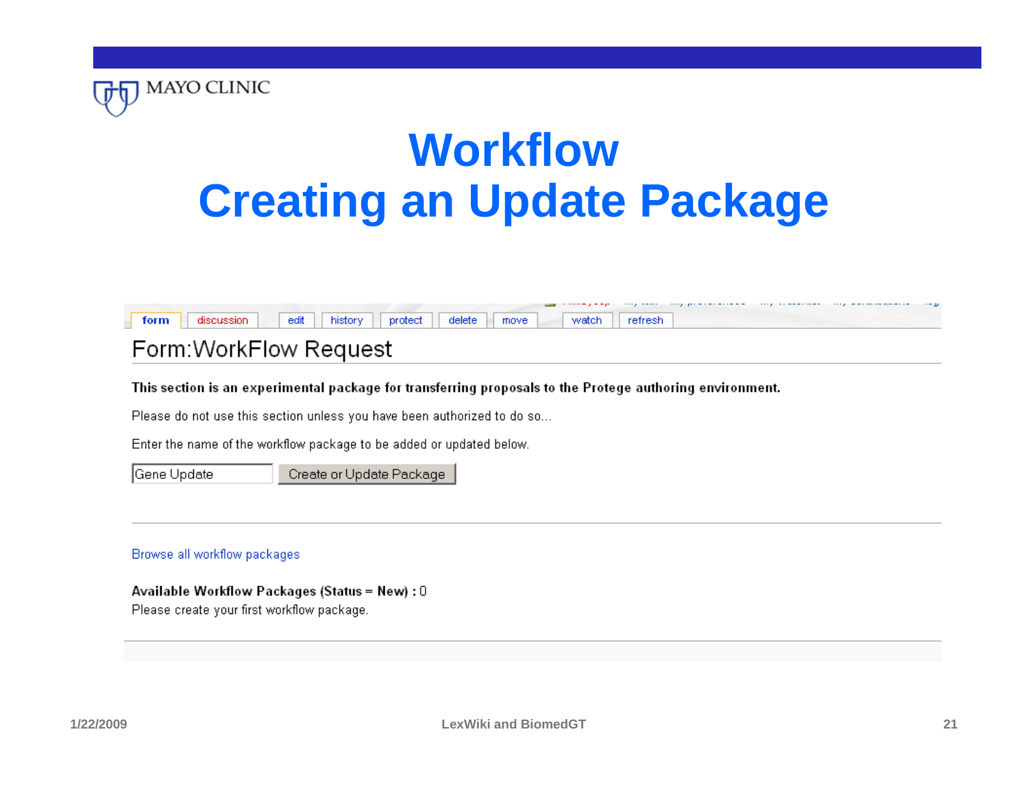MAYO CLINIC

# Workflow
# Creating an Update Package

form | discussion | edit | history | protect | delete | move | watch | refresh

## Form:WorkFlow Request

**This section is an experimental package for transferring proposals to the Protege authoring environment.**

Please do not use this section unless you have been authorized to do so...

Enter the name of the workflow package to be added or updated below.

Gene Update | Create or Update Package

Browse all workflow packages

**Available Workflow Packages (Status = New) :** 0

Please create your first workflow package.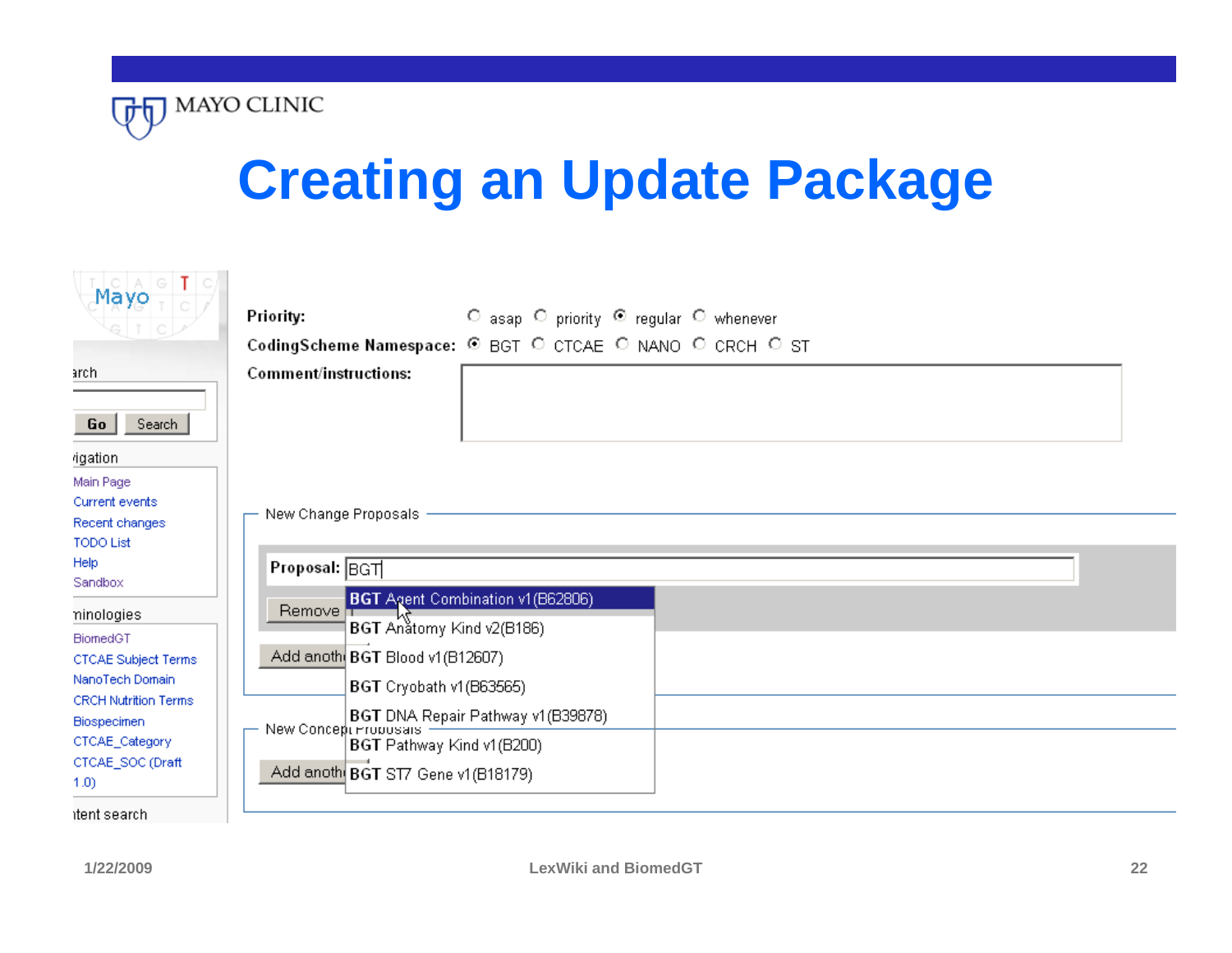# Creating an Update Package

Priority: ○ asap ○ priority ● regular ○ whenever

CodingScheme Namespace: ● BGT ○ CTCAE ○ NANO ○ CRCH ○ ST

Comment/instructions:

New Change Proposals

Proposal: BGT

- BGT Agent Combination v1 (B62806)
- BGT Anatomy Kind v2 (B186)
- BGT Blood v1 (B12607)
- BGT Cryobath v1 (B63565)
- BGT DNA Repair Pathway v1 (B39878)
- BGT Pathway Kind v1 (B200)
- BGT ST7 Gene v1 (B18179)

Remove

Add another

New Concept Proposals

Add another

Mayo

Search

Go | Search

Navigation

- Main Page
- Current events
- Recent changes
- TODO List
- Help
- Sandbox

Terminologies

- BiomedGT
- CTCAE Subject Terms
- NanoTech Domain
- CRCH Nutrition Terms
- Biospecimen
- CTCAE_Category
- CTCAE_SOC (Draft 1.0)

Content search

1/22/2009 LexWiki and BiomedGT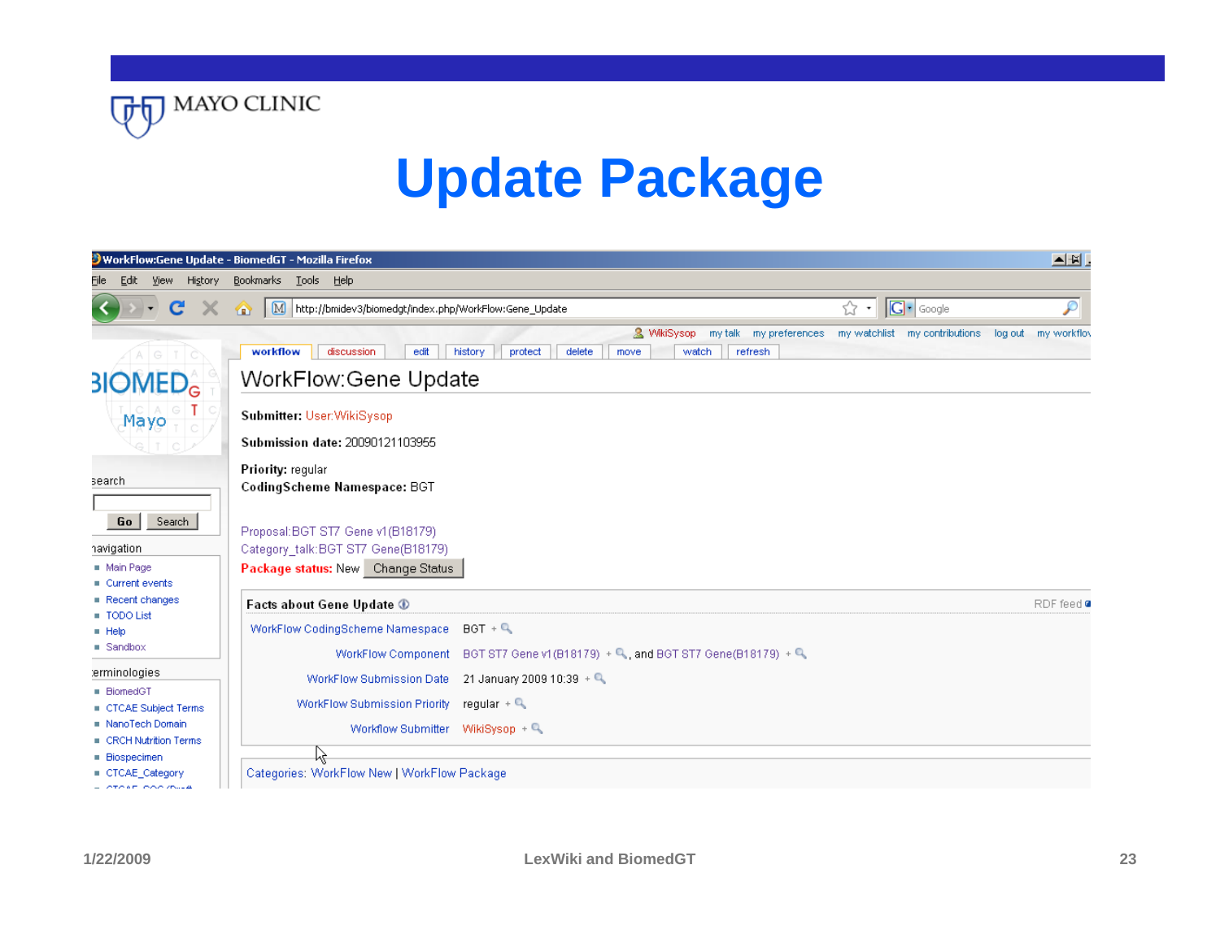# Update Package

WorkFlow:Gene Update - BiomedGT - Mozilla Firefox

File Edit View History Bookmarks Tools Help

http://bmidev3/biomedgt/index.php/WorkFlow:Gene_Update

WikiSysop my talk my preferences my watchlist my contributions log out my workflow

workflow | discussion | edit | history | protect | delete | move | watch | refresh

## WorkFlow:Gene Update

**Submitter:** User:WikiSysop

**Submission date:** 20090121103955

**Priority:** regular

**CodingScheme Namespace:** BGT

Proposal:BGT ST7 Gene v1(B18179)

Category_talk:BGT ST7 Gene(B18179)

**Package status:** New Change Status

**Facts about Gene Update** RDF feed

| | |
|---|---|
| WorkFlow CodingScheme Namespace | BGT + |
| WorkFlow Component | BGT ST7 Gene v1(B18179) +, and BGT ST7 Gene(B18179) + |
| WorkFlow Submission Date | 21 January 2009 10:39 + |
| WorkFlow Submission Priority | regular + |
| Workflow Submitter | WikiSysop + |

Categories: WorkFlow New | WorkFlow Package

search

Go Search

navigation

- Main Page
- Current events
- Recent changes
- TODO List
- Help
- Sandbox

terminologies

- BiomedGT
- CTCAE Subject Terms
- NanoTech Domain
- CRCH Nutrition Terms
- Biospecimen
- CTCAE_Category

1/22/2009 LexWiki and BiomedGT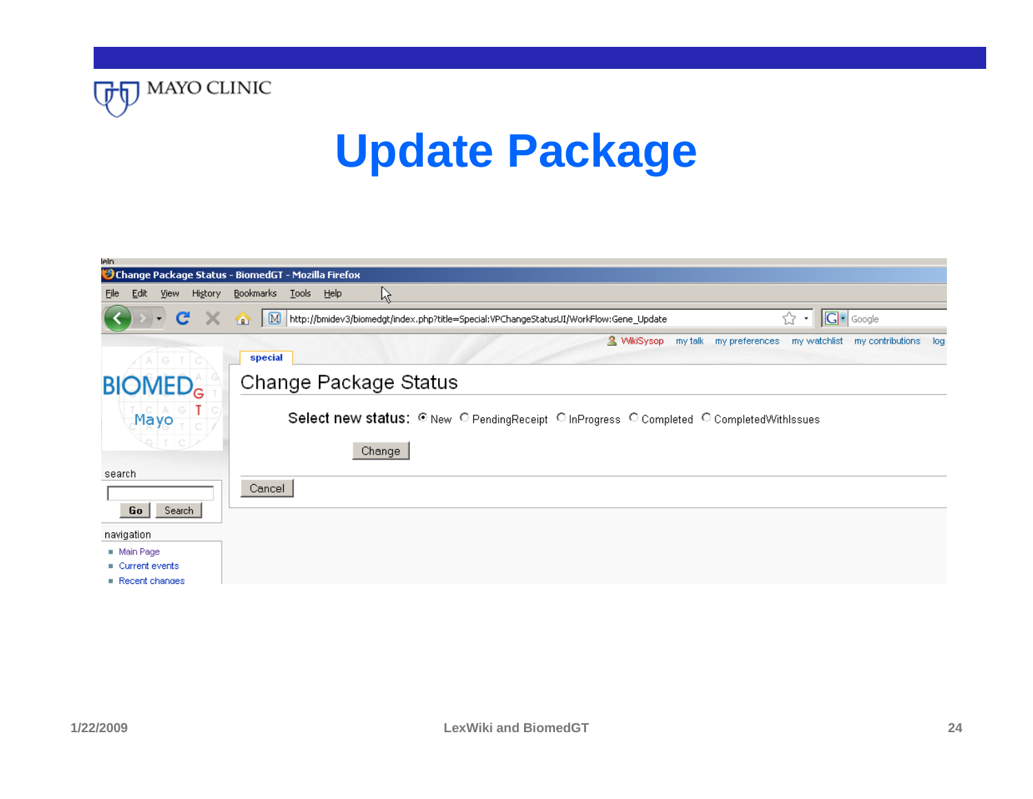# Update Package

Change Package Status - BiomedGT - Mozilla Firefox

File Edit View History Bookmarks Tools Help

http://bmidev3/biomedgt/index.php?title=Special:VPChangeStatusUI/WorkFlow:Gene_Update

WikiSysop my talk my preferences my watchlist my contributions log

special

## Change Package Status

Select new status: New PendingReceipt InProgress Completed CompletedWithIssues

Change

Cancel

search

Go Search

navigation

- Main Page
- Current events
- Recent changes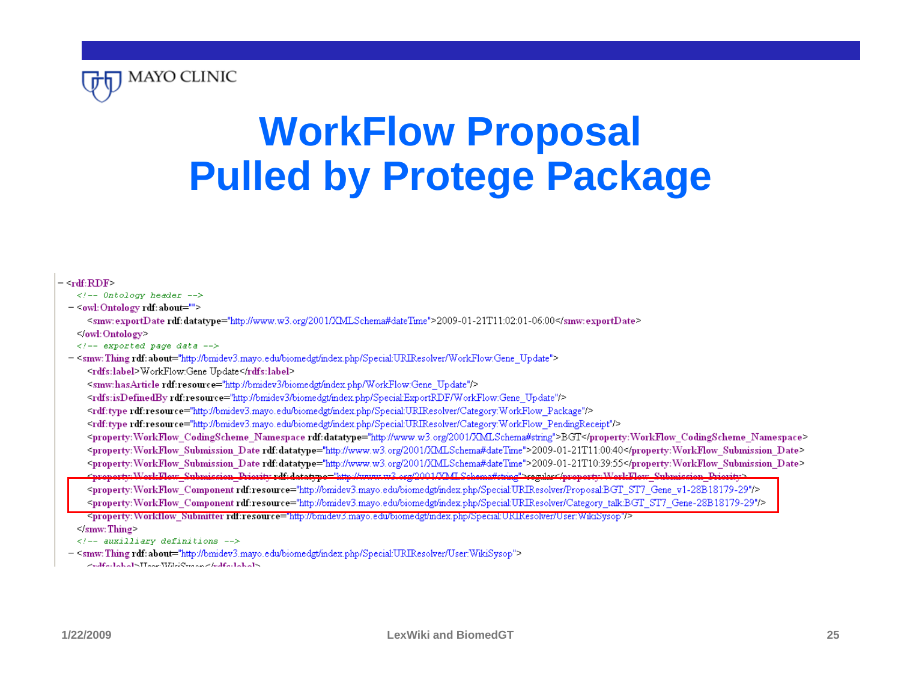# WorkFlow Proposal
# Pulled by Protege Package

```
- <rdf:RDF>
    <!-- Ontology header -->
  - <owl:Ontology rdf:about="">
      <smw:exportDate rdf:datatype="http://www.w3.org/2001/XMLSchema#dateTime">2009-01-21T11:02:01-06:00</smw:exportDate>
    </owl:Ontology>
    <!-- exported page data -->
  - <smw:Thing rdf:about="http://bmidev3.mayo.edu/biomedgt/index.php/Special:URIResolver/WorkFlow:Gene_Update">
      <rdfs:label>WorkFlow:Gene Update</rdfs:label>
      <smw:hasArticle rdf:resource="http://bmidev3/biomedgt/index.php/WorkFlow:Gene_Update"/>
      <rdfs:isDefinedBy rdf:resource="http://bmidev3/biomedgt/index.php/Special:ExportRDF/WorkFlow:Gene_Update"/>
      <rdf:type rdf:resource="http://bmidev3.mayo.edu/biomedgt/index.php/Special:URIResolver/Category:WorkFlow_Package"/>
      <rdf:type rdf:resource="http://bmidev3.mayo.edu/biomedgt/index.php/Special:URIResolver/Category:WorkFlow_PendingReceipt"/>
      <property:WorkFlow_CodingScheme_Namespace rdf:datatype="http://www.w3.org/2001/XMLSchema#string">BGT</property:WorkFlow_CodingScheme_Namespace>
      <property:WorkFlow_Submission_Date rdf:datatype="http://www.w3.org/2001/XMLSchema#dateTime">2009-01-21T11:00:40</property:WorkFlow_Submission_Date>
      <property:WorkFlow_Submission_Date rdf:datatype="http://www.w3.org/2001/XMLSchema#dateTime">2009-01-21T10:39:55</property:WorkFlow_Submission_Date>
      <property:WorkFlow_Submission_Priority rdf:datatype="http://www.w3.org/2001/XMLSchema#string">regular</property:WorkFlow_Submission_Priority>
      <property:WorkFlow_Component rdf:resource="http://bmidev3.mayo.edu/biomedgt/index.php/Special:URIResolver/Proposal:BGT_ST7_Gene_v1-28B18179-29"/>
      <property:WorkFlow_Component rdf:resource="http://bmidev3.mayo.edu/biomedgt/index.php/Special:URIResolver/Category_talk:BGT_ST7_Gene-28B18179-29"/>
      <property:Workflow_Submitter rdf:resource="http://bmidev3.mayo.edu/biomedgt/index.php/Special:URIResolver/User:WikiSysop"/>
    </smw:Thing>
    <!-- auxilliary definitions -->
  - <smw:Thing rdf:about="http://bmidev3.mayo.edu/biomedgt/index.php/Special:URIResolver/User:WikiSysop">
      <rdfs:label>User:WikiSysop</rdfs:label>
```

1/22/2009 LexWiki and BiomedGT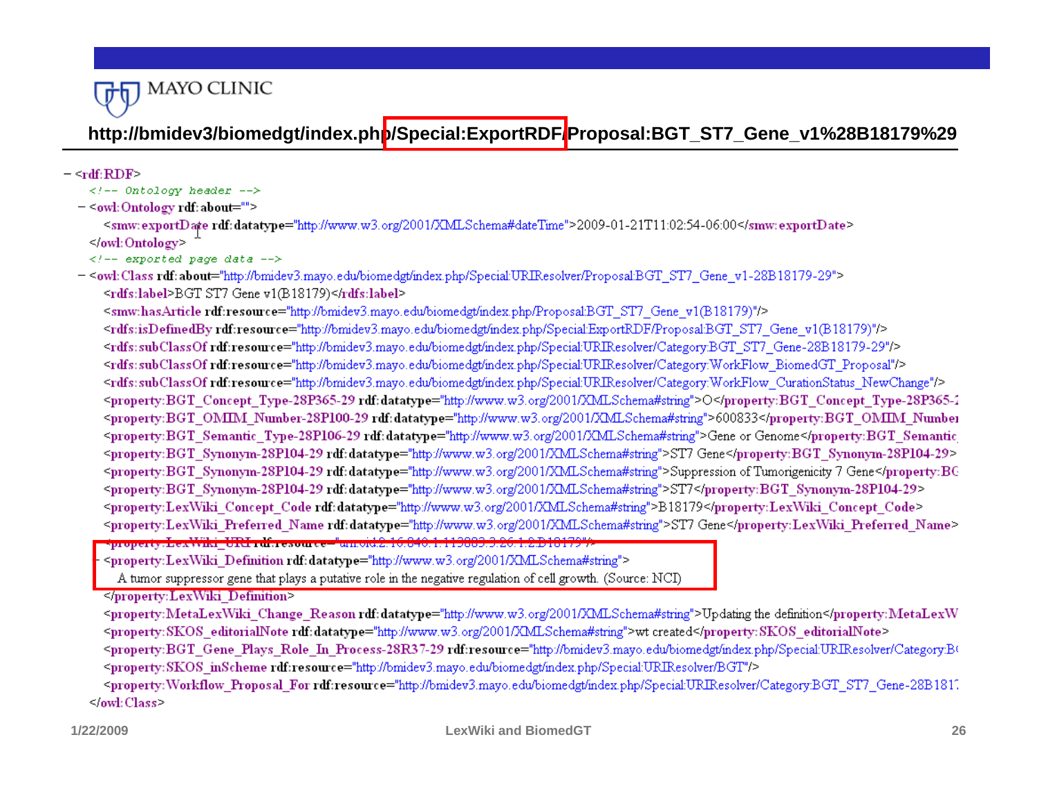MAYO CLINIC

## http://bmidev3/biomedgt/index.php/Special:ExportRDF/Proposal:BGT_ST7_Gene_v1%28B18179%29

```
- <rdf:RDF>
   <!-- Ontology header -->
 - <owl:Ontology rdf:about="">
     <smw:exportDate rdf:datatype="http://www.w3.org/2001/XMLSchema#dateTime">2009-01-21T11:02:54-06:00</smw:exportDate>
   </owl:Ontology>
   <!-- exported page data -->
 - <owl:Class rdf:about="http://bmidev3.mayo.edu/biomedgt/index.php/Special:URIResolver/Proposal:BGT_ST7_Gene_v1-28B18179-29">
     <rdfs:label>BGT ST7 Gene v1(B18179)</rdfs:label>
     <smw:hasArticle rdf:resource="http://bmidev3.mayo.edu/biomedgt/index.php/Proposal:BGT_ST7_Gene_v1(B18179)"/>
     <rdfs:isDefinedBy rdf:resource="http://bmidev3.mayo.edu/biomedgt/index.php/Special:ExportRDF/Proposal:BGT_ST7_Gene_v1(B18179)"/>
     <rdfs:subClassOf rdf:resource="http://bmidev3.mayo.edu/biomedgt/index.php/Special:URIResolver/Category:BGT_ST7_Gene-28B18179-29"/>
     <rdfs:subClassOf rdf:resource="http://bmidev3.mayo.edu/biomedgt/index.php/Special:URIResolver/Category:WorkFlow_BiomedGT_Proposal"/>
     <rdfs:subClassOf rdf:resource="http://bmidev3.mayo.edu/biomedgt/index.php/Special:URIResolver/Category:WorkFlow_CurationStatus_NewChange"/>
     <property:BGT_Concept_Type-28P365-29 rdf:datatype="http://www.w3.org/2001/XMLSchema#string">O</property:BGT_Concept_Type-28P365-2
     <property:BGT_OMIM_Number-28P100-29 rdf:datatype="http://www.w3.org/2001/XMLSchema#string">600833</property:BGT_OMIM_Number
     <property:BGT_Semantic_Type-28P106-29 rdf:datatype="http://www.w3.org/2001/XMLSchema#string">Gene or Genome</property:BGT_Semantic
     <property:BGT_Synonym-28P104-29 rdf:datatype="http://www.w3.org/2001/XMLSchema#string">ST7 Gene</property:BGT_Synonym-28P104-29>
     <property:BGT_Synonym-28P104-29 rdf:datatype="http://www.w3.org/2001/XMLSchema#string">Suppression of Tumorigenicity 7 Gene</property:BG
     <property:BGT_Synonym-28P104-29 rdf:datatype="http://www.w3.org/2001/XMLSchema#string">ST7</property:BGT_Synonym-28P104-29>
     <property:LexWiki_Concept_Code rdf:datatype="http://www.w3.org/2001/XMLSchema#string">B18179</property:LexWiki_Concept_Code>
     <property:LexWiki_Preferred_Name rdf:datatype="http://www.w3.org/2001/XMLSchema#string">ST7 Gene</property:LexWiki_Preferred_Name>
     <property:LexWiki_URI rdf:resource="urn:oid:2.16.840.1.113883.3.26.1.2:B18179"/>
   - <property:LexWiki_Definition rdf:datatype="http://www.w3.org/2001/XMLSchema#string">
       A tumor suppressor gene that plays a putative role in the negative regulation of cell growth. (Source: NCI)
     </property:LexWiki_Definition>
     <property:MetaLexWiki_Change_Reason rdf:datatype="http://www.w3.org/2001/XMLSchema#string">Updating the definition</property:MetaLexW
     <property:SKOS_editorialNote rdf:datatype="http://www.w3.org/2001/XMLSchema#string">wt created</property:SKOS_editorialNote>
     <property:BGT_Gene_Plays_Role_In_Process-28R37-29 rdf:resource="http://bmidev3.mayo.edu/biomedgt/index.php/Special:URIResolver/Category:B
     <property:SKOS_inScheme rdf:resource="http://bmidev3.mayo.edu/biomedgt/index.php/Special:URIResolver/BGT"/>
     <property:Workflow_Proposal_For rdf:resource="http://bmidev3.mayo.edu/biomedgt/index.php/Special:URIResolver/Category:BGT_ST7_Gene-28B1817
   </owl:Class>
```

1/22/2009 LexWiki and BiomedGT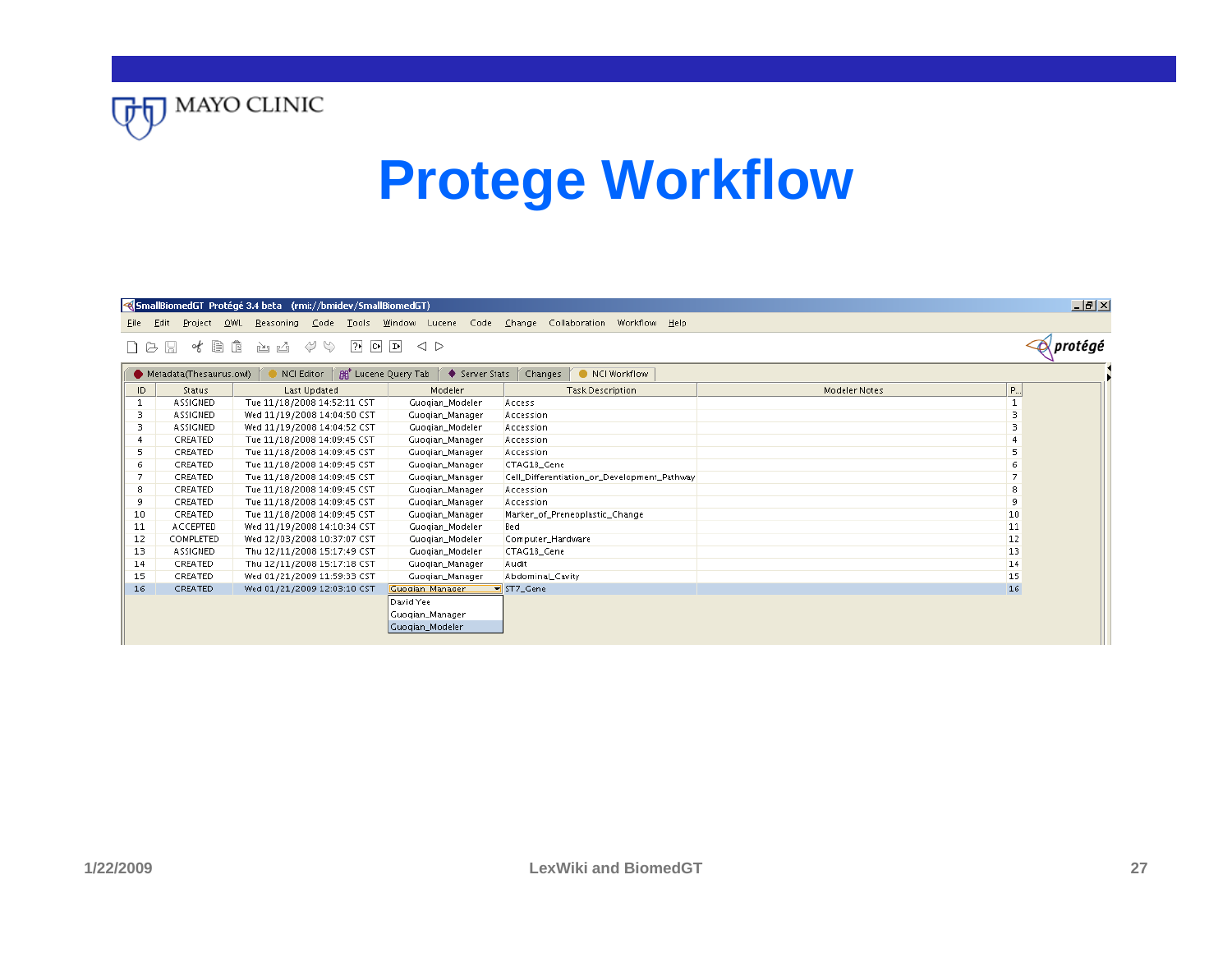# Protege Workflow

SmallBiomedGT Protégé 3.4 beta (rmi://bmidev/SmallBiomedGT)

File Edit Project OWL Reasoning Code Tools Window Lucene Code Change Collaboration Workflow Help

Metadata(Thesaurus.owl) | NCI Editor | Lucene Query Tab | Server Stats | Changes | NCI Workflow

| ID | Status | Last Updated | Modeler | Task Description | Modeler Notes | P... |
|---|---|---|---|---|---|---|
| 1 | ASSIGNED | Tue 11/18/2008 14:52:11 CST | Guoqian_Modeler | Access | | 1 |
| 3 | ASSIGNED | Wed 11/19/2008 14:04:50 CST | Guoqian_Manager | Accession | | 3 |
| 3 | ASSIGNED | Wed 11/19/2008 14:04:52 CST | Guoqian_Modeler | Accession | | 3 |
| 4 | CREATED | Tue 11/18/2008 14:09:45 CST | Guoqian_Manager | Accession | | 4 |
| 5 | CREATED | Tue 11/18/2008 14:09:45 CST | Guoqian_Manager | Accession | | 5 |
| 6 | CREATED | Tue 11/18/2008 14:09:45 CST | Guoqian_Manager | CTAG1B_Gene | | 6 |
| 7 | CREATED | Tue 11/18/2008 14:09:45 CST | Guoqian_Manager | Cell_Differentiation_or_Development_Pathway | | 7 |
| 8 | CREATED | Tue 11/18/2008 14:09:45 CST | Guoqian_Manager | Accession | | 8 |
| 9 | CREATED | Tue 11/18/2008 14:09:45 CST | Guoqian_Manager | Accession | | 9 |
| 10 | CREATED | Tue 11/18/2008 14:09:45 CST | Guoqian_Manager | Marker_of_Preneoplastic_Change | | 10 |
| 11 | ACCEPTED | Wed 11/19/2008 14:10:34 CST | Guoqian_Modeler | Bed | | 11 |
| 12 | COMPLETED | Wed 12/03/2008 10:37:07 CST | Guoqian_Modeler | Computer_Hardware | | 12 |
| 13 | ASSIGNED | Thu 12/11/2008 15:17:49 CST | Guoqian_Modeler | CTAG1B_Gene | | 13 |
| 14 | CREATED | Thu 12/11/2008 15:17:18 CST | Guoqian_Manager | Audit | | 14 |
| 15 | CREATED | Wed 01/21/2009 11:59:33 CST | Guoqian_Manager | Abdominal_Cavity | | 15 |
| 16 | CREATED | Wed 01/21/2009 12:03:10 CST | Guoqian_Manager | ST7_Gene | | 16 |

Modeler dropdown options: David Yee, Guoqian_Manager, Guoqian_Modeler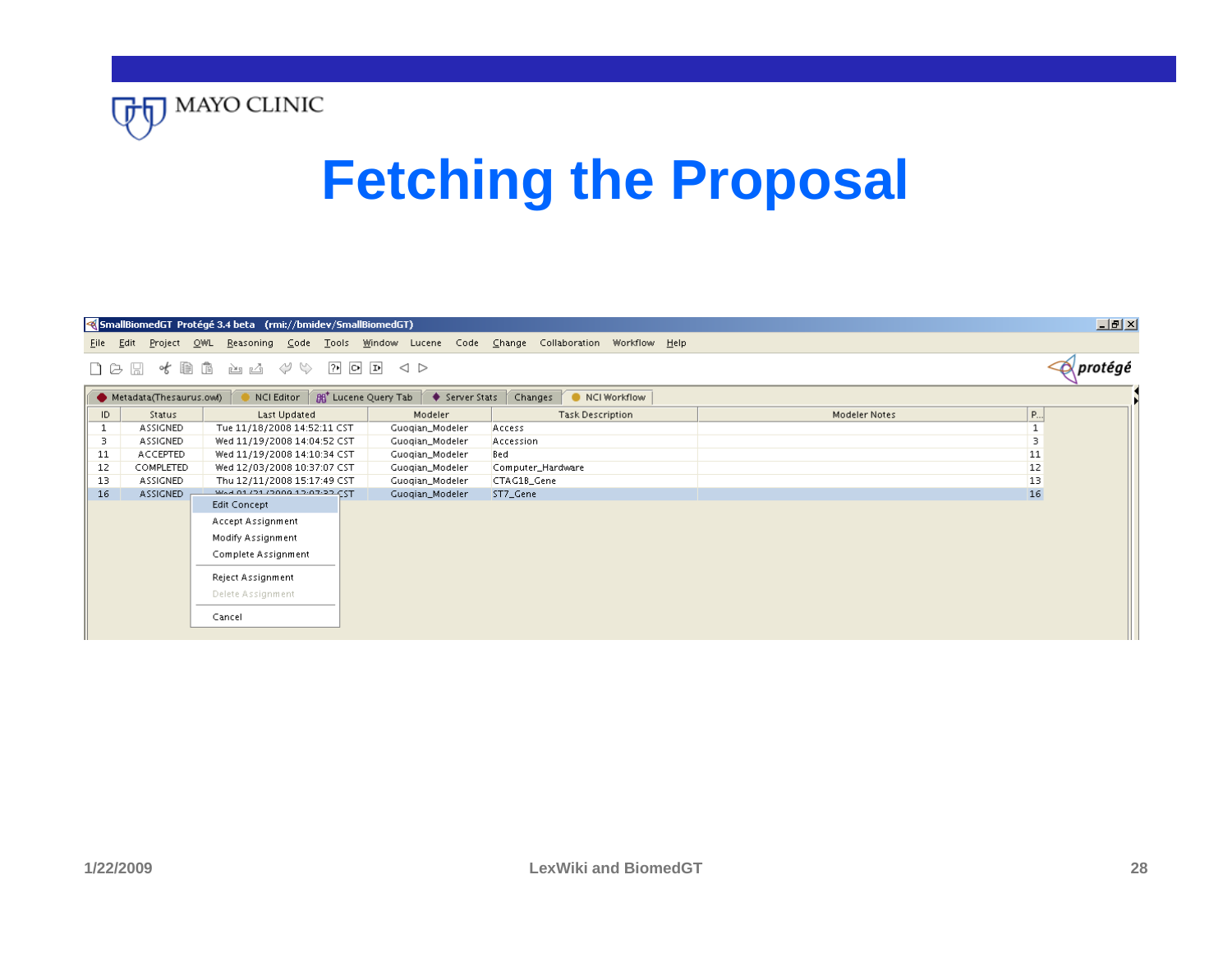# Fetching the Proposal

SmallBiomedGT Protégé 3.4 beta (rmi://bmidev/SmallBiomedGT)

File Edit Project OWL Reasoning Code Tools Window Lucene Code Change Collaboration Workflow Help

Metadata(Thesaurus.owl) | NCI Editor | Lucene Query Tab | Server Stats | Changes | NCI Workflow

| ID | Status | Last Updated | Modeler | Task Description | Modeler Notes | P... |
|---|---|---|---|---|---|---|
| 1 | ASSIGNED | Tue 11/18/2008 14:52:11 CST | Guoqian_Modeler | Access | | 1 |
| 3 | ASSIGNED | Wed 11/19/2008 14:04:52 CST | Guoqian_Modeler | Accession | | 3 |
| 11 | ACCEPTED | Wed 11/19/2008 14:10:34 CST | Guoqian_Modeler | Bed | | 11 |
| 12 | COMPLETED | Wed 12/03/2008 10:37:07 CST | Guoqian_Modeler | Computer_Hardware | | 12 |
| 13 | ASSIGNED | Thu 12/11/2008 15:17:49 CST | Guoqian_Modeler | CTAG1B_Gene | | 13 |
| 16 | ASSIGNED | Wed 01/21/2009 12:07:32 CST | Guoqian_Modeler | ST7_Gene | | 16 |

- Edit Concept
- Accept Assignment
- Modify Assignment
- Complete Assignment
- Reject Assignment
- Delete Assignment
- Cancel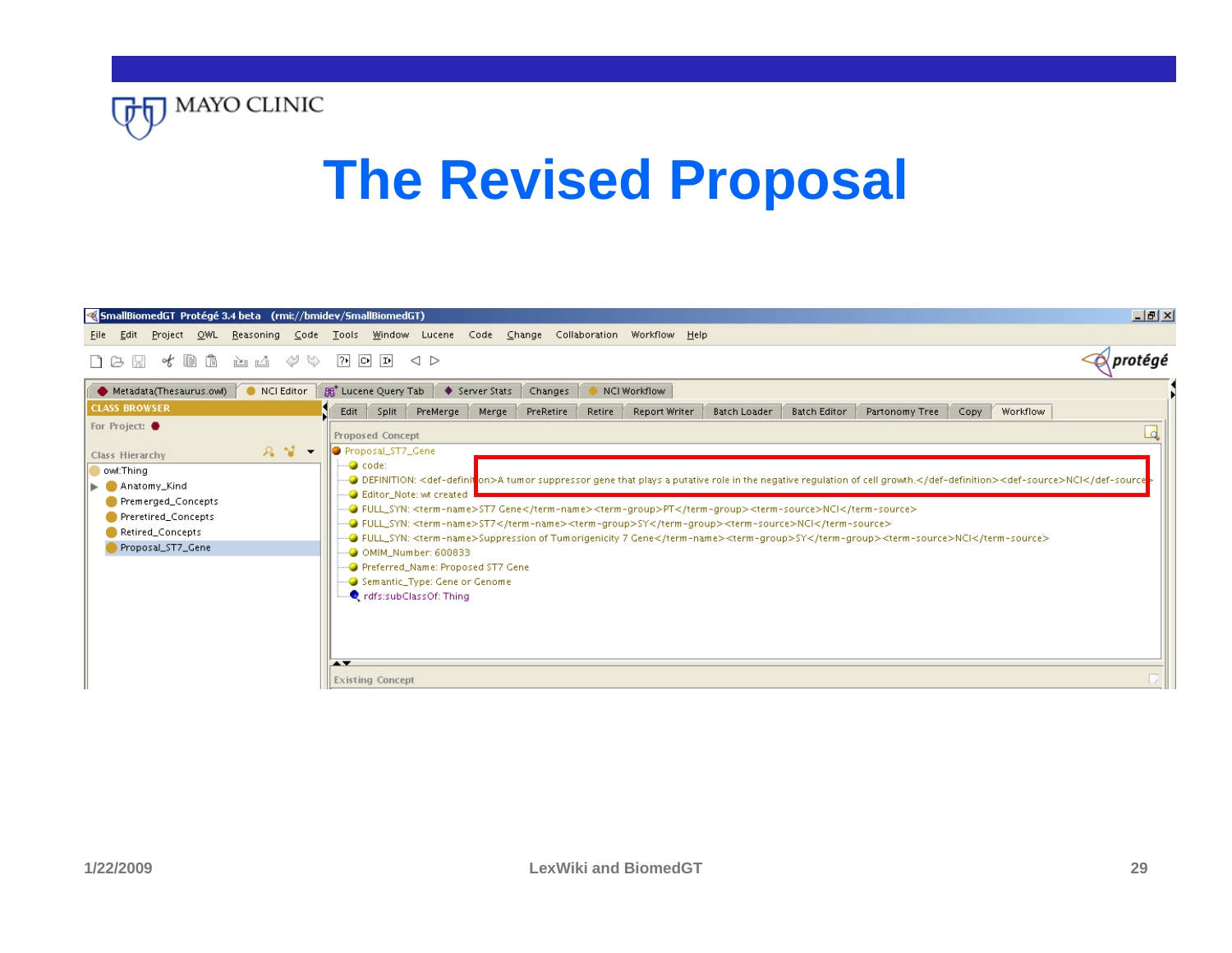# The Revised Proposal

SmallBiomedGT Protégé 3.4 beta (rmi://bmidev/SmallBiomedGT)

File Edit Project OWL Reasoning Code Tools Window Lucene Code Change Collaboration Workflow Help

Metadata(Thesaurus.owl) | NCI Editor | Lucene Query Tab | Server Stats | Changes | NCI Workflow

CLASS BROWSER

For Project:

Class Hierarchy

- owl:Thing
  - Anatomy_Kind
  - Premerged_Concepts
  - Preretired_Concepts
  - Retired_Concepts
  - Proposal_ST7_Gene

Edit | Split | PreMerge | Merge | PreRetire | Retire | Report Writer | Batch Loader | Batch Editor | Partonomy Tree | Copy | Workflow

Proposed Concept

- Proposal_ST7_Gene
  - code:
  - DEFINITION: <def-definition>A tumor suppressor gene that plays a putative role in the negative regulation of cell growth.</def-definition><def-source>NCI</def-source>
  - Editor_Note: wt created
  - FULL_SYN: <term-name>ST7 Gene</term-name><term-group>PT</term-group><term-source>NCI</term-source>
  - FULL_SYN: <term-name>ST7</term-name><term-group>SY</term-group><term-source>NCI</term-source>
  - FULL_SYN: <term-name>Suppression of Tumorigenicity 7 Gene</term-name><term-group>SY</term-group><term-source>NCI</term-source>
  - OMIM_Number: 600833
  - Preferred_Name: Proposed ST7 Gene
  - Semantic_Type: Gene or Genome
  - rdfs:subClassOf: Thing

Existing Concept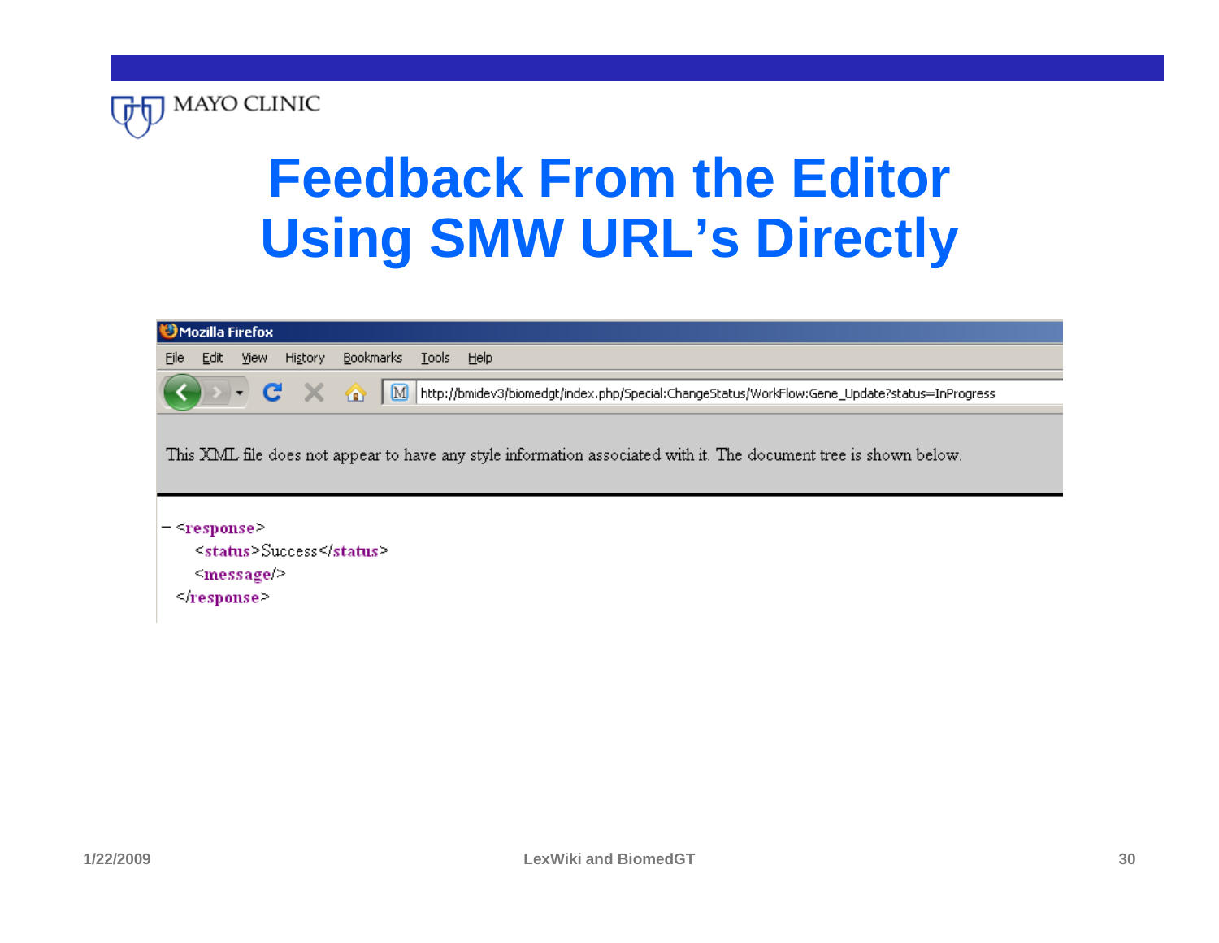# Feedback From the Editor Using SMW URL's Directly

Mozilla Firefox

File Edit View History Bookmarks Tools Help

http://bmidev3/biomedgt/index.php/Special:ChangeStatus/WorkFlow:Gene_Update?status=InProgress

This XML file does not appear to have any style information associated with it. The document tree is shown below.

```
- <response>
    <status>Success</status>
    <message/>
  </response>
```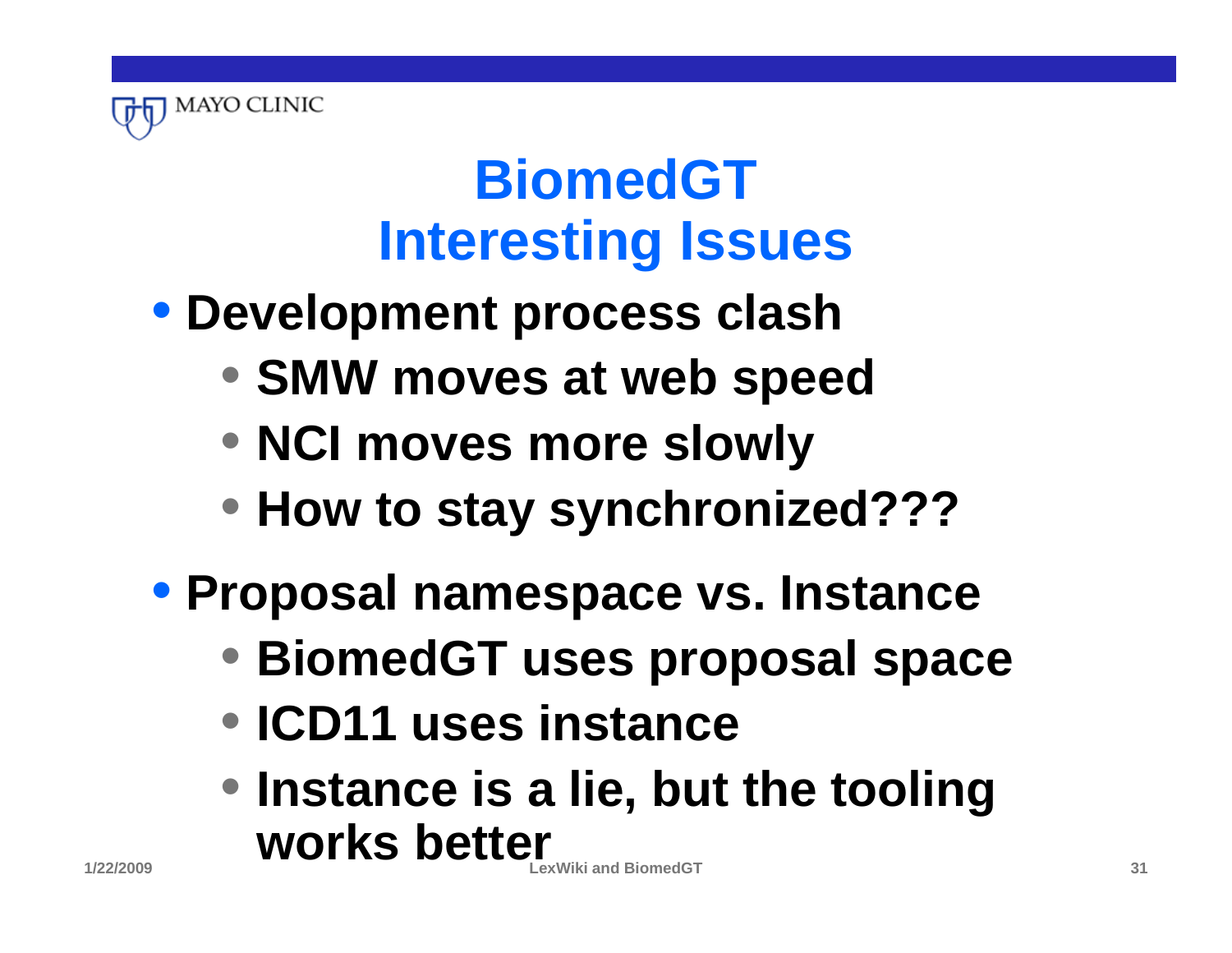# BiomedGT Interesting Issues

- Development process clash
  - SMW moves at web speed
  - NCI moves more slowly
  - How to stay synchronized???
- Proposal namespace vs. Instance
  - BiomedGT uses proposal space
  - ICD11 uses instance
  - Instance is a lie, but the tooling works better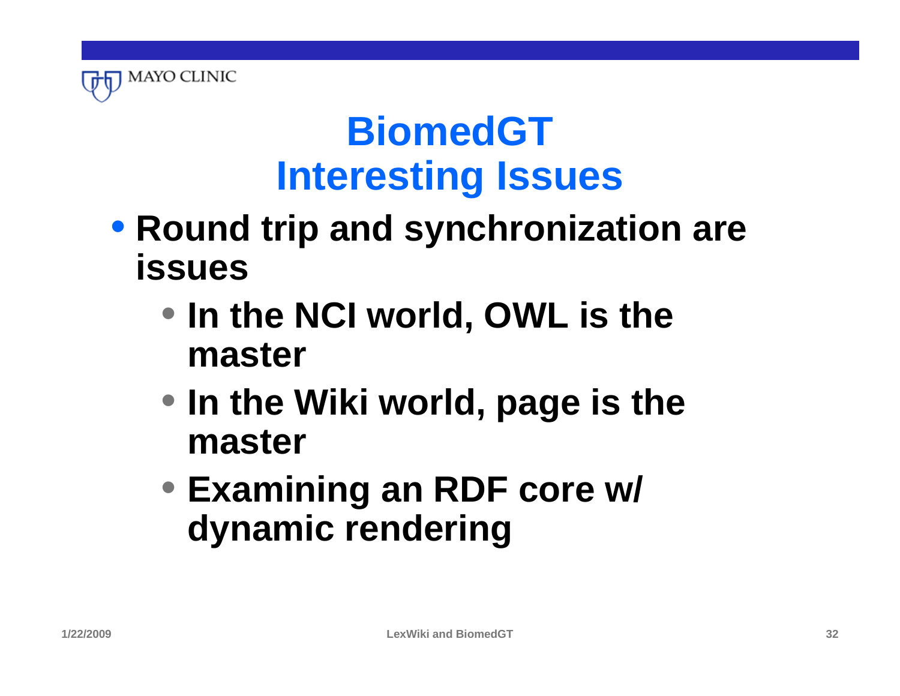# BiomedGT Interesting Issues

- Round trip and synchronization are issues
  - In the NCI world, OWL is the master
  - In the Wiki world, page is the master
  - Examining an RDF core w/ dynamic rendering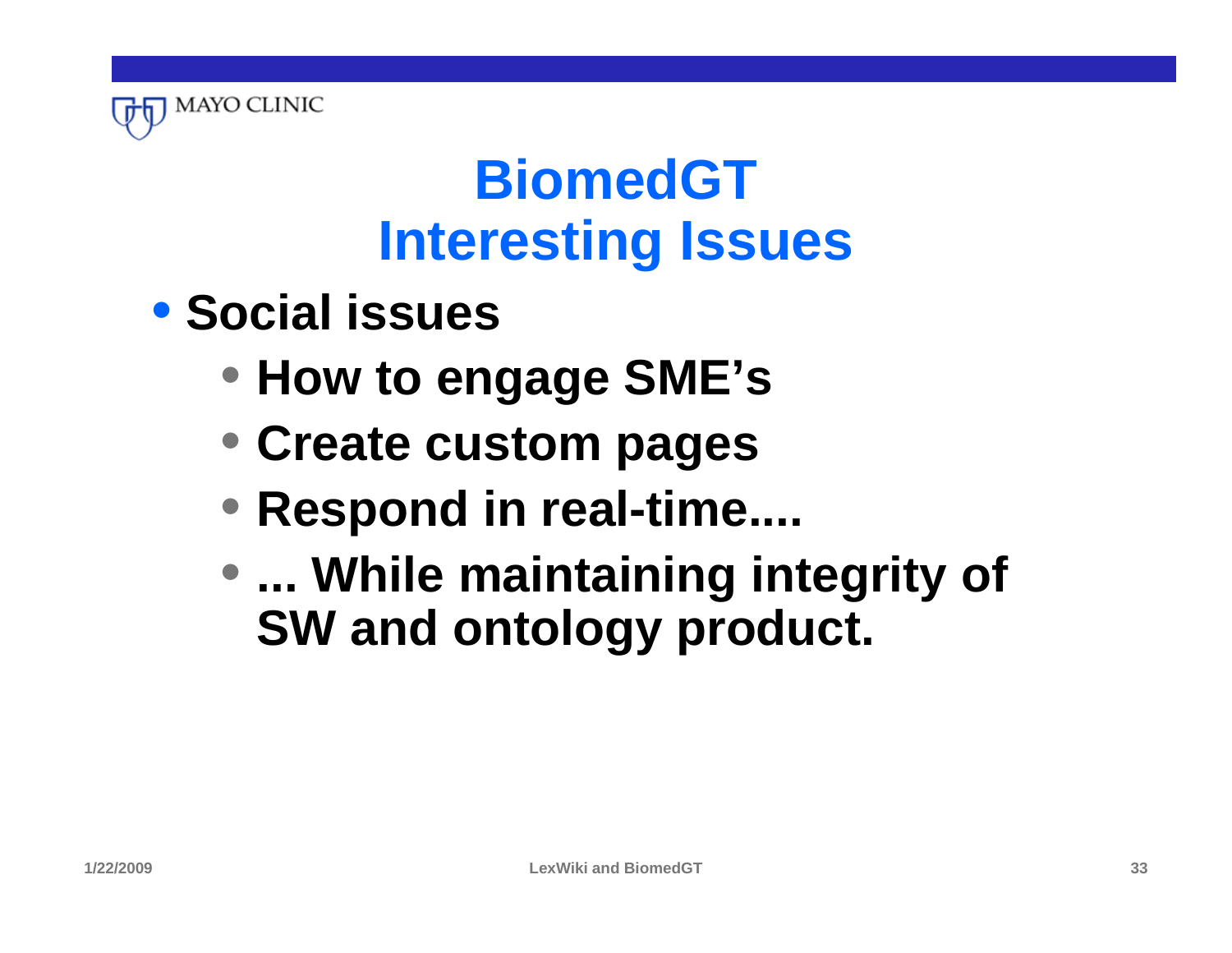# BiomedGT
# Interesting Issues

- **Social issues**
  - **How to engage SME's**
  - **Create custom pages**
  - **Respond in real-time....**
  - **... While maintaining integrity of SW and ontology product.**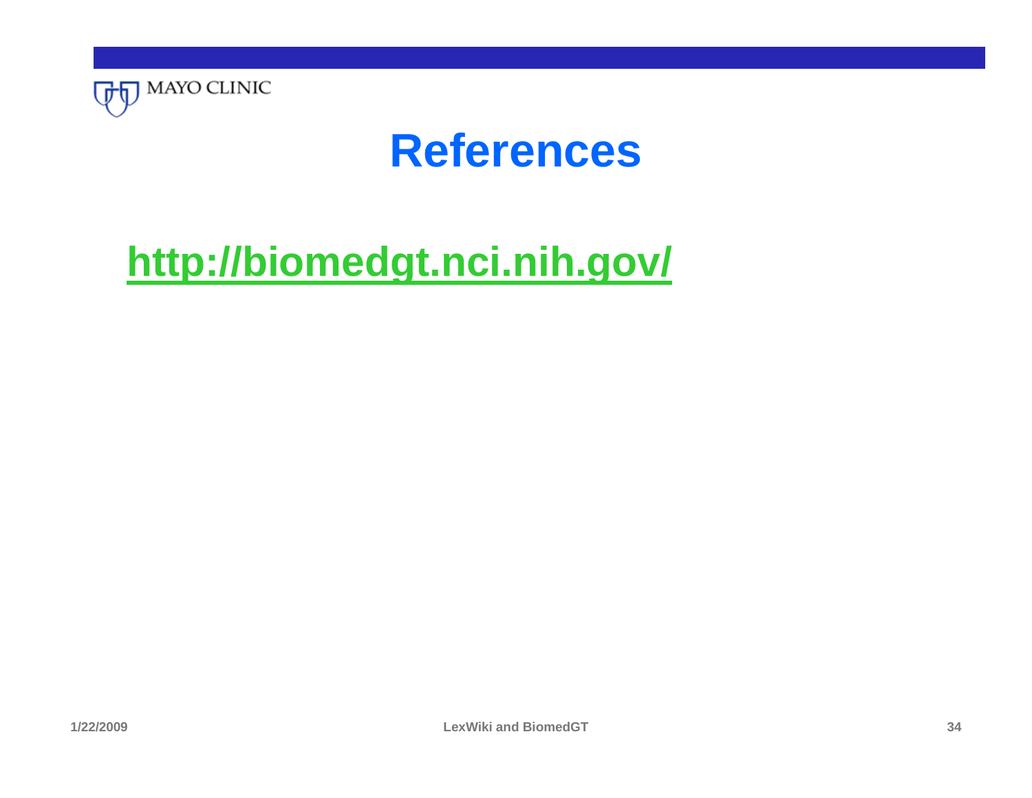# References

http://biomedgt.nci.nih.gov/